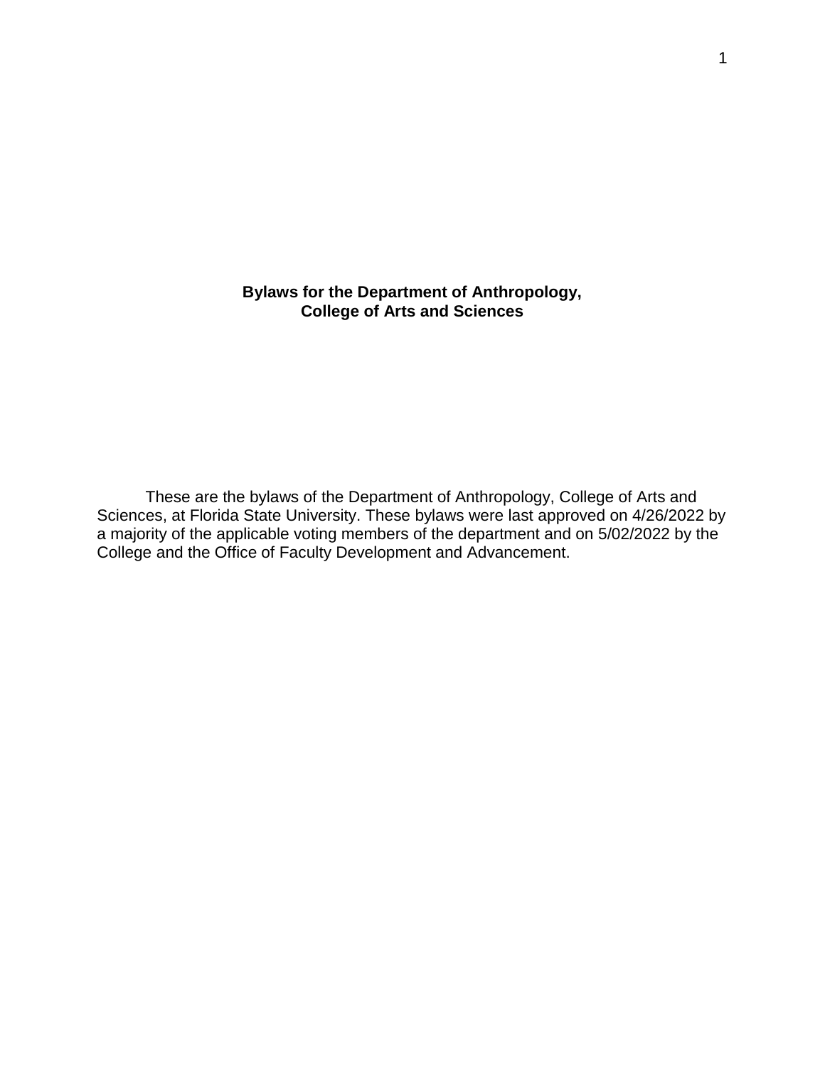# Bylaws for the Department of Anthropology, College of Arts and Sciences

These are the bylaws of the Department of Anthropology, College of Arts and Sciences, at Florida State University. These bylaws were last approved on 4/26/2022 by a majority of the applicable voting members of the department and on 5/02/2022 by the College and the Office of Faculty Development and Advancement.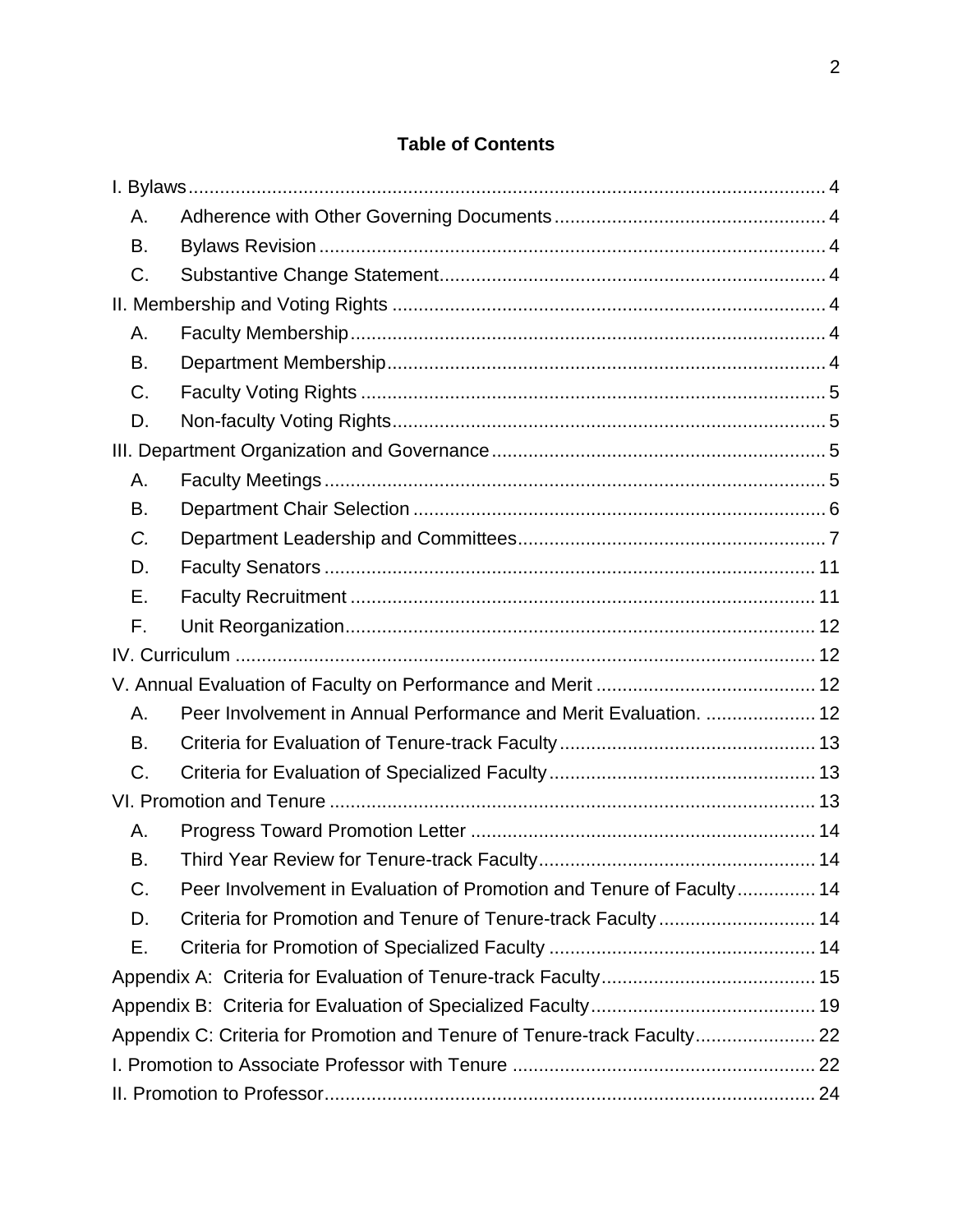**Table of Contents**

I. Bylaws ..... 4

- A. Adherence with Other Governing Documents ..... 4
- B. Bylaws Revision ..... 4
- C. Substantive Change Statement ..... 4

II. Membership and Voting Rights ..... 4

- A. Faculty Membership ..... 4
- B. Department Membership ..... 4
- C. Faculty Voting Rights ..... 5
- D. Non-faculty Voting Rights ..... 5

III. Department Organization and Governance ..... 5

- A. Faculty Meetings ..... 5
- B. Department Chair Selection ..... 6
- *C.* Department Leadership and Committees ..... 7
- D. Faculty Senators ..... 11
- E. Faculty Recruitment ..... 11
- F. Unit Reorganization ..... 12

IV. Curriculum ..... 12

V. Annual Evaluation of Faculty on Performance and Merit ..... 12

- A. Peer Involvement in Annual Performance and Merit Evaluation. ..... 12
- B. Criteria for Evaluation of Tenure-track Faculty ..... 13
- C. Criteria for Evaluation of Specialized Faculty ..... 13

VI. Promotion and Tenure ..... 13

- A. Progress Toward Promotion Letter ..... 14
- B. Third Year Review for Tenure-track Faculty ..... 14
- C. Peer Involvement in Evaluation of Promotion and Tenure of Faculty ..... 14
- D. Criteria for Promotion and Tenure of Tenure-track Faculty ..... 14
- E. Criteria for Promotion of Specialized Faculty ..... 14

Appendix A: Criteria for Evaluation of Tenure-track Faculty ..... 15

Appendix B: Criteria for Evaluation of Specialized Faculty ..... 19

Appendix C: Criteria for Promotion and Tenure of Tenure-track Faculty ..... 22

I. Promotion to Associate Professor with Tenure ..... 22

II. Promotion to Professor ..... 24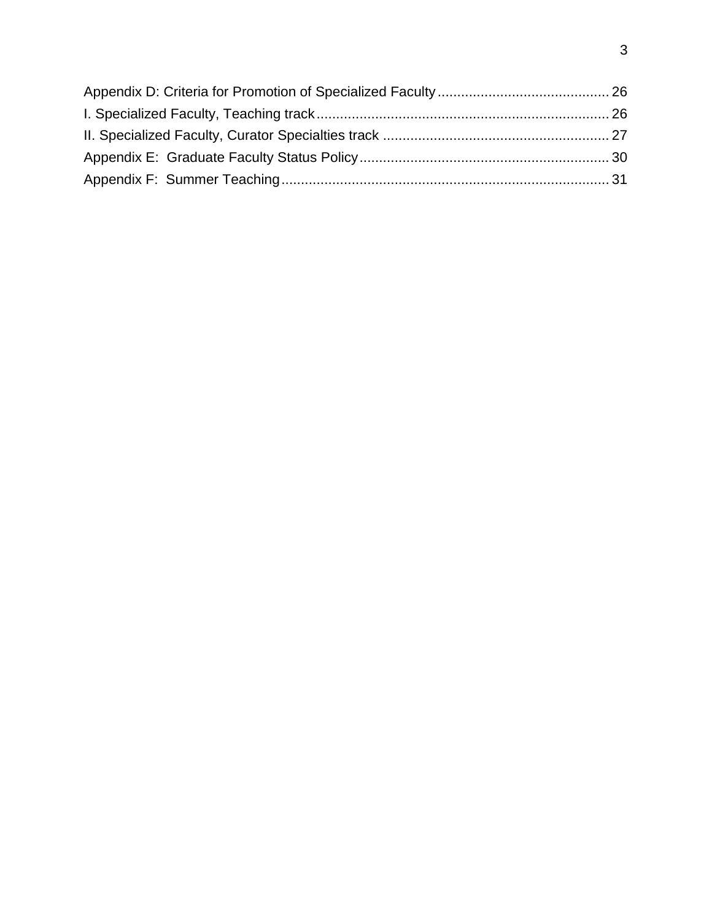Appendix D: Criteria for Promotion of Specialized Faculty ........................................... 26
I. Specialized Faculty, Teaching track .......................................................................... 26
II. Specialized Faculty, Curator Specialties track .......................................................... 27
Appendix E:  Graduate Faculty Status Policy ................................................................ 30
Appendix F:  Summer Teaching .................................................................................... 31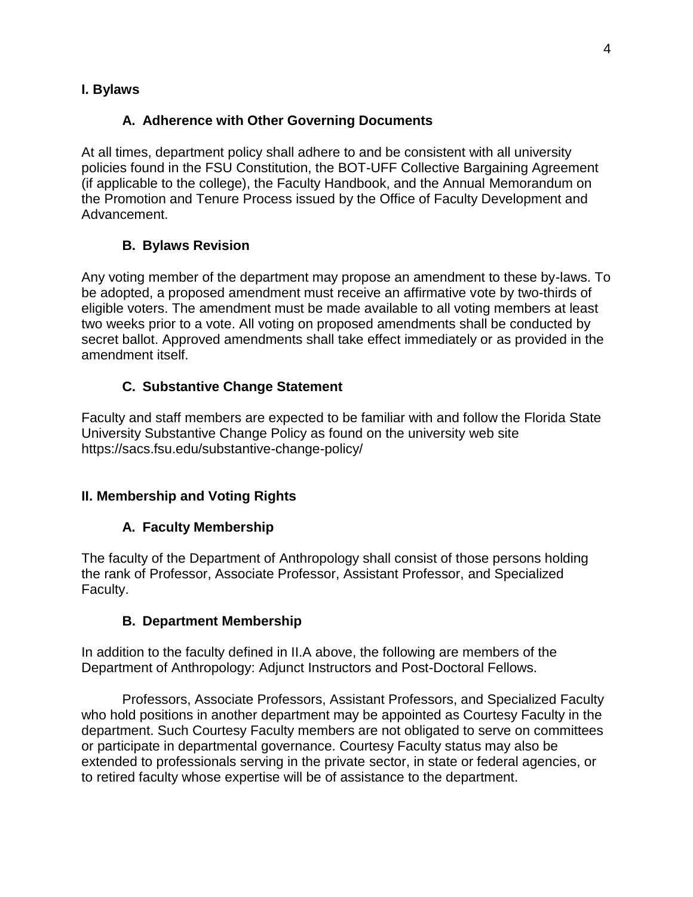# I. Bylaws

## A. Adherence with Other Governing Documents

At all times, department policy shall adhere to and be consistent with all university policies found in the FSU Constitution, the BOT-UFF Collective Bargaining Agreement (if applicable to the college), the Faculty Handbook, and the Annual Memorandum on the Promotion and Tenure Process issued by the Office of Faculty Development and Advancement.

## B. Bylaws Revision

Any voting member of the department may propose an amendment to these by-laws. To be adopted, a proposed amendment must receive an affirmative vote by two-thirds of eligible voters. The amendment must be made available to all voting members at least two weeks prior to a vote. All voting on proposed amendments shall be conducted by secret ballot. Approved amendments shall take effect immediately or as provided in the amendment itself.

## C. Substantive Change Statement

Faculty and staff members are expected to be familiar with and follow the Florida State University Substantive Change Policy as found on the university web site https://sacs.fsu.edu/substantive-change-policy/

# II. Membership and Voting Rights

## A. Faculty Membership

The faculty of the Department of Anthropology shall consist of those persons holding the rank of Professor, Associate Professor, Assistant Professor, and Specialized Faculty.

## B. Department Membership

In addition to the faculty defined in II.A above, the following are members of the Department of Anthropology: Adjunct Instructors and Post-Doctoral Fellows.

Professors, Associate Professors, Assistant Professors, and Specialized Faculty who hold positions in another department may be appointed as Courtesy Faculty in the department. Such Courtesy Faculty members are not obligated to serve on committees or participate in departmental governance. Courtesy Faculty status may also be extended to professionals serving in the private sector, in state or federal agencies, or to retired faculty whose expertise will be of assistance to the department.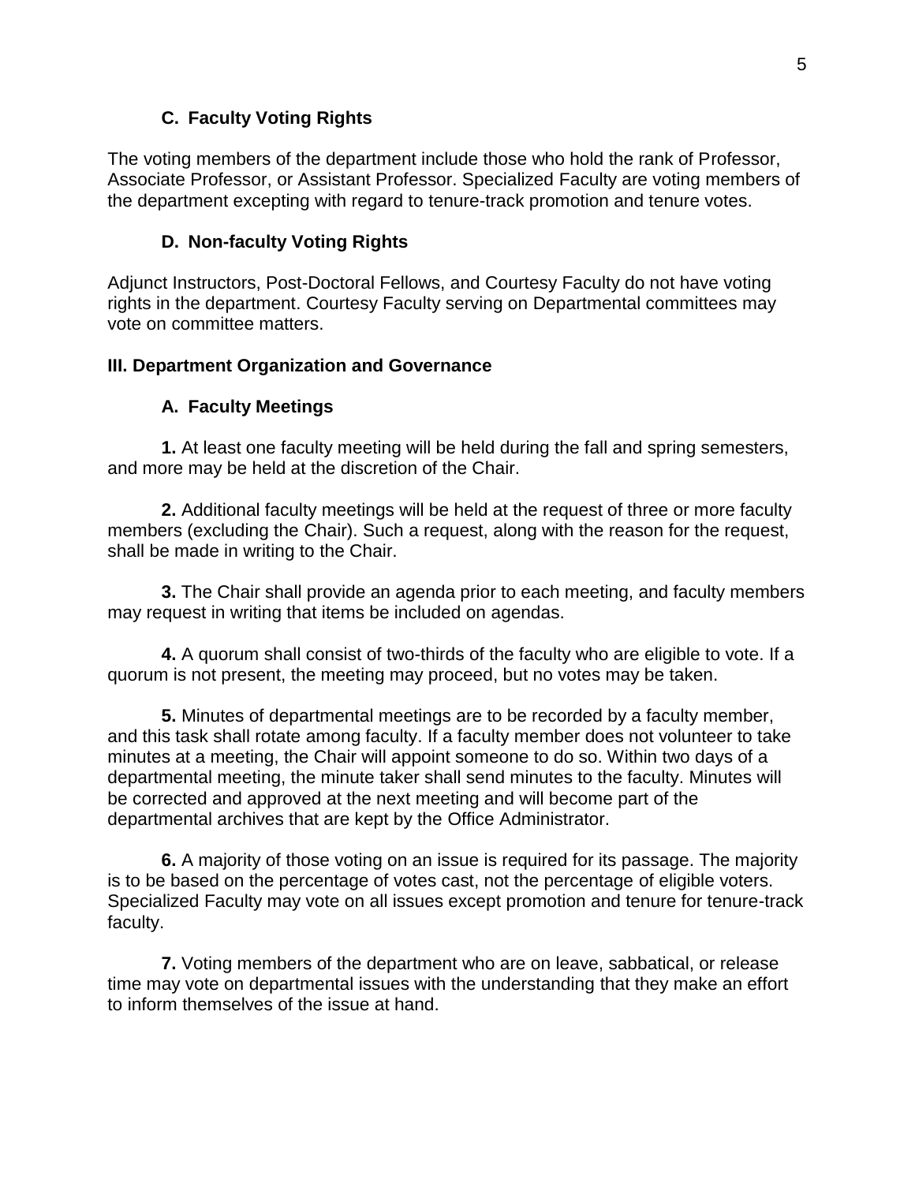### C. Faculty Voting Rights

The voting members of the department include those who hold the rank of Professor, Associate Professor, or Assistant Professor. Specialized Faculty are voting members of the department excepting with regard to tenure-track promotion and tenure votes.

### D. Non-faculty Voting Rights

Adjunct Instructors, Post-Doctoral Fellows, and Courtesy Faculty do not have voting rights in the department. Courtesy Faculty serving on Departmental committees may vote on committee matters.

## III. Department Organization and Governance

### A. Faculty Meetings

**1.** At least one faculty meeting will be held during the fall and spring semesters, and more may be held at the discretion of the Chair.

**2.** Additional faculty meetings will be held at the request of three or more faculty members (excluding the Chair). Such a request, along with the reason for the request, shall be made in writing to the Chair.

**3.** The Chair shall provide an agenda prior to each meeting, and faculty members may request in writing that items be included on agendas.

**4.** A quorum shall consist of two-thirds of the faculty who are eligible to vote. If a quorum is not present, the meeting may proceed, but no votes may be taken.

**5.** Minutes of departmental meetings are to be recorded by a faculty member, and this task shall rotate among faculty. If a faculty member does not volunteer to take minutes at a meeting, the Chair will appoint someone to do so. Within two days of a departmental meeting, the minute taker shall send minutes to the faculty. Minutes will be corrected and approved at the next meeting and will become part of the departmental archives that are kept by the Office Administrator.

**6.** A majority of those voting on an issue is required for its passage. The majority is to be based on the percentage of votes cast, not the percentage of eligible voters. Specialized Faculty may vote on all issues except promotion and tenure for tenure-track faculty.

**7.** Voting members of the department who are on leave, sabbatical, or release time may vote on departmental issues with the understanding that they make an effort to inform themselves of the issue at hand.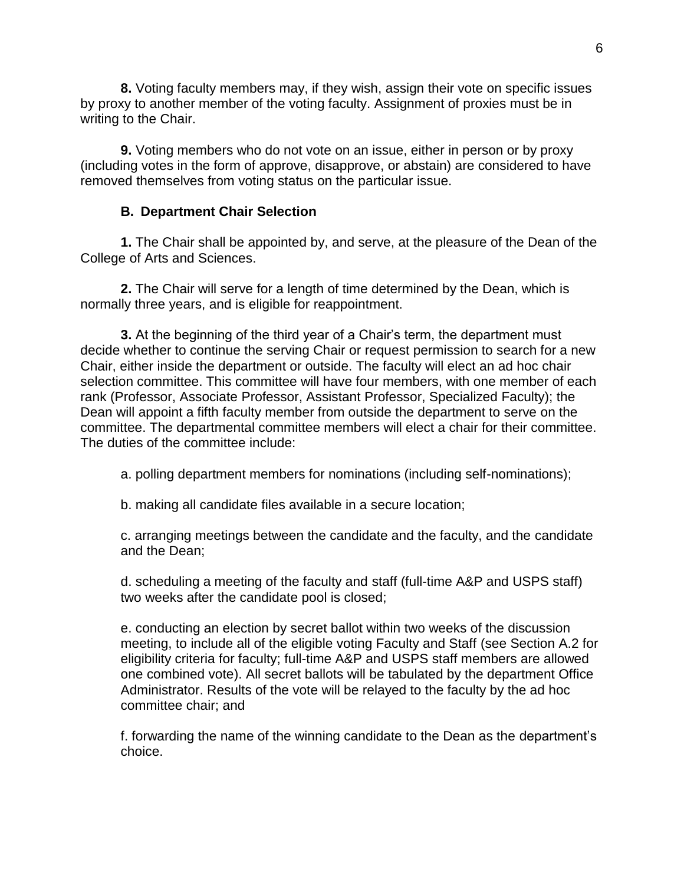**8.** Voting faculty members may, if they wish, assign their vote on specific issues by proxy to another member of the voting faculty. Assignment of proxies must be in writing to the Chair.

**9.** Voting members who do not vote on an issue, either in person or by proxy (including votes in the form of approve, disapprove, or abstain) are considered to have removed themselves from voting status on the particular issue.

### B. Department Chair Selection

**1.** The Chair shall be appointed by, and serve, at the pleasure of the Dean of the College of Arts and Sciences.

**2.** The Chair will serve for a length of time determined by the Dean, which is normally three years, and is eligible for reappointment.

**3.** At the beginning of the third year of a Chair's term, the department must decide whether to continue the serving Chair or request permission to search for a new Chair, either inside the department or outside. The faculty will elect an ad hoc chair selection committee. This committee will have four members, with one member of each rank (Professor, Associate Professor, Assistant Professor, Specialized Faculty); the Dean will appoint a fifth faculty member from outside the department to serve on the committee. The departmental committee members will elect a chair for their committee. The duties of the committee include:

a. polling department members for nominations (including self-nominations);

b. making all candidate files available in a secure location;

c. arranging meetings between the candidate and the faculty, and the candidate and the Dean;

d. scheduling a meeting of the faculty and staff (full-time A&P and USPS staff) two weeks after the candidate pool is closed;

e. conducting an election by secret ballot within two weeks of the discussion meeting, to include all of the eligible voting Faculty and Staff (see Section A.2 for eligibility criteria for faculty; full-time A&P and USPS staff members are allowed one combined vote). All secret ballots will be tabulated by the department Office Administrator. Results of the vote will be relayed to the faculty by the ad hoc committee chair; and

f. forwarding the name of the winning candidate to the Dean as the department's choice.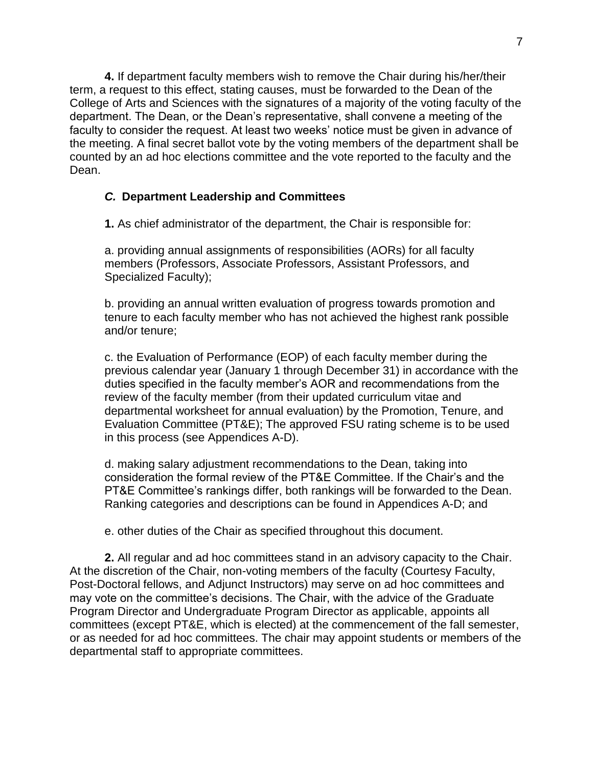**4.** If department faculty members wish to remove the Chair during his/her/their term, a request to this effect, stating causes, must be forwarded to the Dean of the College of Arts and Sciences with the signatures of a majority of the voting faculty of the department. The Dean, or the Dean's representative, shall convene a meeting of the faculty to consider the request. At least two weeks' notice must be given in advance of the meeting. A final secret ballot vote by the voting members of the department shall be counted by an ad hoc elections committee and the vote reported to the faculty and the Dean.

### *C.* Department Leadership and Committees

**1.** As chief administrator of the department, the Chair is responsible for:

a. providing annual assignments of responsibilities (AORs) for all faculty members (Professors, Associate Professors, Assistant Professors, and Specialized Faculty);

b. providing an annual written evaluation of progress towards promotion and tenure to each faculty member who has not achieved the highest rank possible and/or tenure;

c. the Evaluation of Performance (EOP) of each faculty member during the previous calendar year (January 1 through December 31) in accordance with the duties specified in the faculty member's AOR and recommendations from the review of the faculty member (from their updated curriculum vitae and departmental worksheet for annual evaluation) by the Promotion, Tenure, and Evaluation Committee (PT&E); The approved FSU rating scheme is to be used in this process (see Appendices A-D).

d. making salary adjustment recommendations to the Dean, taking into consideration the formal review of the PT&E Committee. If the Chair's and the PT&E Committee's rankings differ, both rankings will be forwarded to the Dean. Ranking categories and descriptions can be found in Appendices A-D; and

e. other duties of the Chair as specified throughout this document.

**2.** All regular and ad hoc committees stand in an advisory capacity to the Chair. At the discretion of the Chair, non-voting members of the faculty (Courtesy Faculty, Post-Doctoral fellows, and Adjunct Instructors) may serve on ad hoc committees and may vote on the committee's decisions. The Chair, with the advice of the Graduate Program Director and Undergraduate Program Director as applicable, appoints all committees (except PT&E, which is elected) at the commencement of the fall semester, or as needed for ad hoc committees. The chair may appoint students or members of the departmental staff to appropriate committees.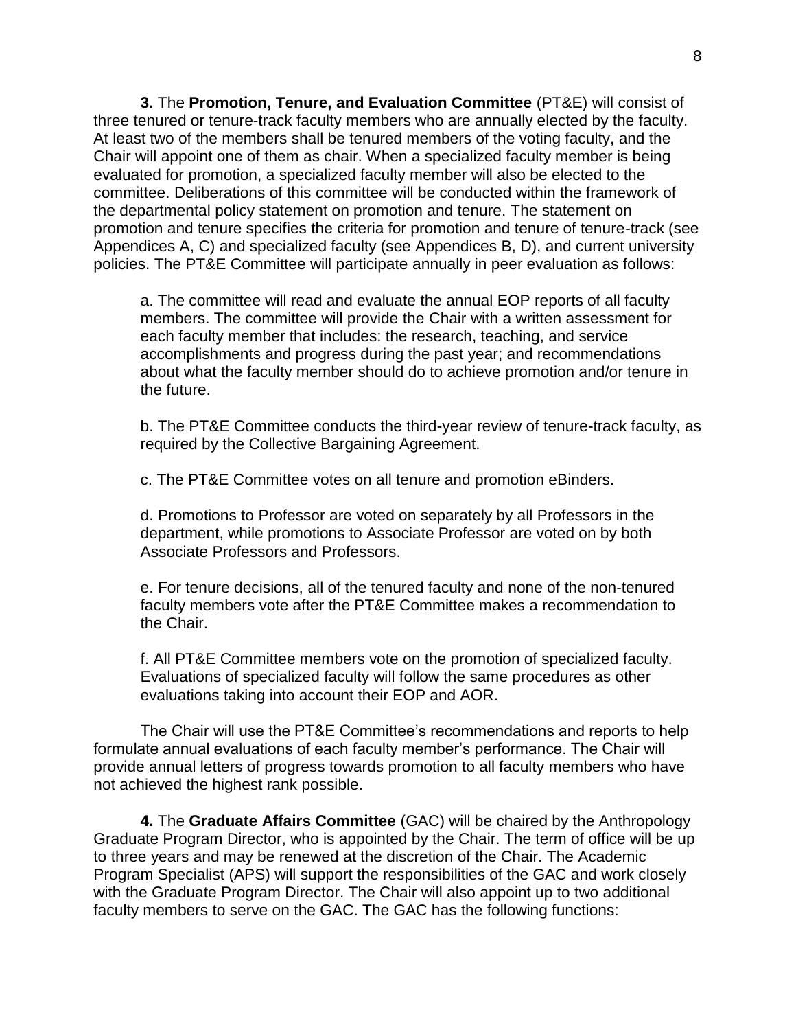**3.** The **Promotion, Tenure, and Evaluation Committee** (PT&E) will consist of three tenured or tenure-track faculty members who are annually elected by the faculty. At least two of the members shall be tenured members of the voting faculty, and the Chair will appoint one of them as chair. When a specialized faculty member is being evaluated for promotion, a specialized faculty member will also be elected to the committee. Deliberations of this committee will be conducted within the framework of the departmental policy statement on promotion and tenure. The statement on promotion and tenure specifies the criteria for promotion and tenure of tenure-track (see Appendices A, C) and specialized faculty (see Appendices B, D), and current university policies. The PT&E Committee will participate annually in peer evaluation as follows:

a. The committee will read and evaluate the annual EOP reports of all faculty members. The committee will provide the Chair with a written assessment for each faculty member that includes: the research, teaching, and service accomplishments and progress during the past year; and recommendations about what the faculty member should do to achieve promotion and/or tenure in the future.

b. The PT&E Committee conducts the third-year review of tenure-track faculty, as required by the Collective Bargaining Agreement.

c. The PT&E Committee votes on all tenure and promotion eBinders.

d. Promotions to Professor are voted on separately by all Professors in the department, while promotions to Associate Professor are voted on by both Associate Professors and Professors.

e. For tenure decisions, <u>all</u> of the tenured faculty and <u>none</u> of the non-tenured faculty members vote after the PT&E Committee makes a recommendation to the Chair.

f. All PT&E Committee members vote on the promotion of specialized faculty. Evaluations of specialized faculty will follow the same procedures as other evaluations taking into account their EOP and AOR.

The Chair will use the PT&E Committee's recommendations and reports to help formulate annual evaluations of each faculty member's performance. The Chair will provide annual letters of progress towards promotion to all faculty members who have not achieved the highest rank possible.

**4.** The **Graduate Affairs Committee** (GAC) will be chaired by the Anthropology Graduate Program Director, who is appointed by the Chair. The term of office will be up to three years and may be renewed at the discretion of the Chair. The Academic Program Specialist (APS) will support the responsibilities of the GAC and work closely with the Graduate Program Director. The Chair will also appoint up to two additional faculty members to serve on the GAC. The GAC has the following functions: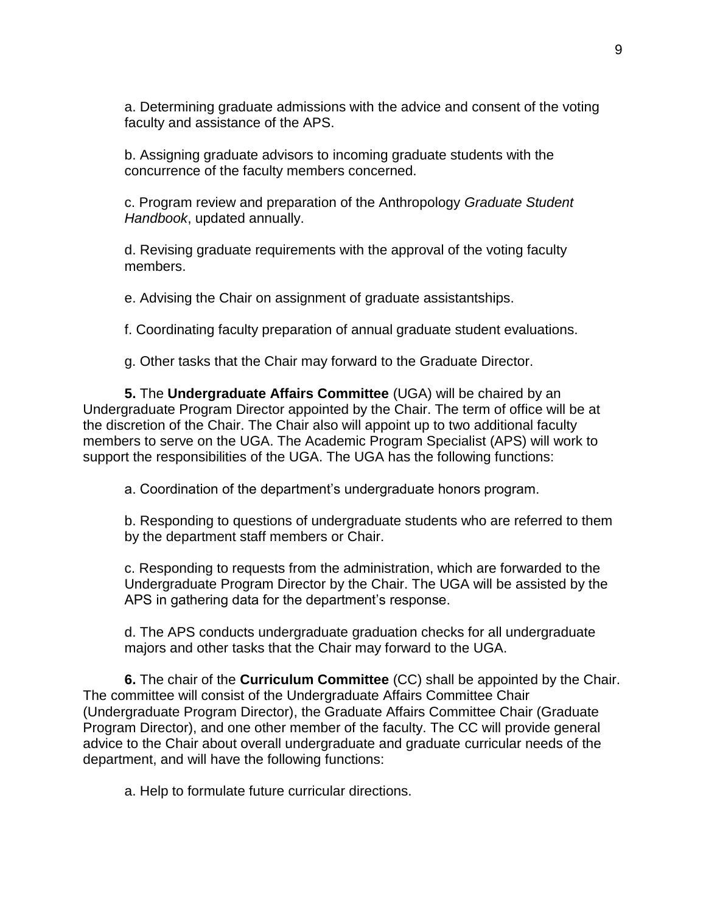a. Determining graduate admissions with the advice and consent of the voting faculty and assistance of the APS.

b. Assigning graduate advisors to incoming graduate students with the concurrence of the faculty members concerned.

c. Program review and preparation of the Anthropology *Graduate Student Handbook*, updated annually.

d. Revising graduate requirements with the approval of the voting faculty members.

e. Advising the Chair on assignment of graduate assistantships.

f. Coordinating faculty preparation of annual graduate student evaluations.

g. Other tasks that the Chair may forward to the Graduate Director.

**5.** The **Undergraduate Affairs Committee** (UGA) will be chaired by an Undergraduate Program Director appointed by the Chair. The term of office will be at the discretion of the Chair. The Chair also will appoint up to two additional faculty members to serve on the UGA. The Academic Program Specialist (APS) will work to support the responsibilities of the UGA. The UGA has the following functions:

a. Coordination of the department's undergraduate honors program.

b. Responding to questions of undergraduate students who are referred to them by the department staff members or Chair.

c. Responding to requests from the administration, which are forwarded to the Undergraduate Program Director by the Chair. The UGA will be assisted by the APS in gathering data for the department's response.

d. The APS conducts undergraduate graduation checks for all undergraduate majors and other tasks that the Chair may forward to the UGA.

**6.** The chair of the **Curriculum Committee** (CC) shall be appointed by the Chair. The committee will consist of the Undergraduate Affairs Committee Chair (Undergraduate Program Director), the Graduate Affairs Committee Chair (Graduate Program Director), and one other member of the faculty. The CC will provide general advice to the Chair about overall undergraduate and graduate curricular needs of the department, and will have the following functions:

a. Help to formulate future curricular directions.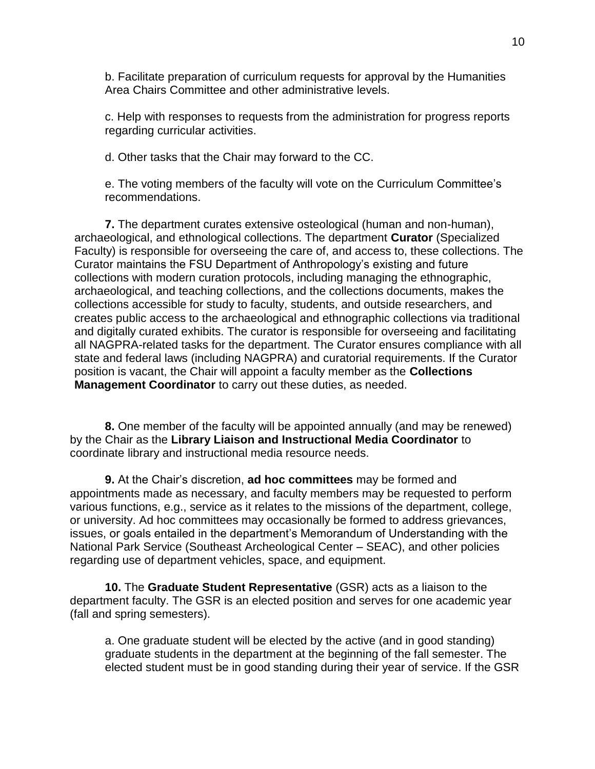b. Facilitate preparation of curriculum requests for approval by the Humanities Area Chairs Committee and other administrative levels.

c. Help with responses to requests from the administration for progress reports regarding curricular activities.

d. Other tasks that the Chair may forward to the CC.

e. The voting members of the faculty will vote on the Curriculum Committee's recommendations.

**7.** The department curates extensive osteological (human and non-human), archaeological, and ethnological collections. The department **Curator** (Specialized Faculty) is responsible for overseeing the care of, and access to, these collections. The Curator maintains the FSU Department of Anthropology's existing and future collections with modern curation protocols, including managing the ethnographic, archaeological, and teaching collections, and the collections documents, makes the collections accessible for study to faculty, students, and outside researchers, and creates public access to the archaeological and ethnographic collections via traditional and digitally curated exhibits. The curator is responsible for overseeing and facilitating all NAGPRA-related tasks for the department. The Curator ensures compliance with all state and federal laws (including NAGPRA) and curatorial requirements. If the Curator position is vacant, the Chair will appoint a faculty member as the **Collections Management Coordinator** to carry out these duties, as needed.

**8.** One member of the faculty will be appointed annually (and may be renewed) by the Chair as the **Library Liaison and Instructional Media Coordinator** to coordinate library and instructional media resource needs.

**9.** At the Chair's discretion, **ad hoc committees** may be formed and appointments made as necessary, and faculty members may be requested to perform various functions, e.g., service as it relates to the missions of the department, college, or university. Ad hoc committees may occasionally be formed to address grievances, issues, or goals entailed in the department's Memorandum of Understanding with the National Park Service (Southeast Archeological Center – SEAC), and other policies regarding use of department vehicles, space, and equipment.

**10.** The **Graduate Student Representative** (GSR) acts as a liaison to the department faculty. The GSR is an elected position and serves for one academic year (fall and spring semesters).

a. One graduate student will be elected by the active (and in good standing) graduate students in the department at the beginning of the fall semester. The elected student must be in good standing during their year of service. If the GSR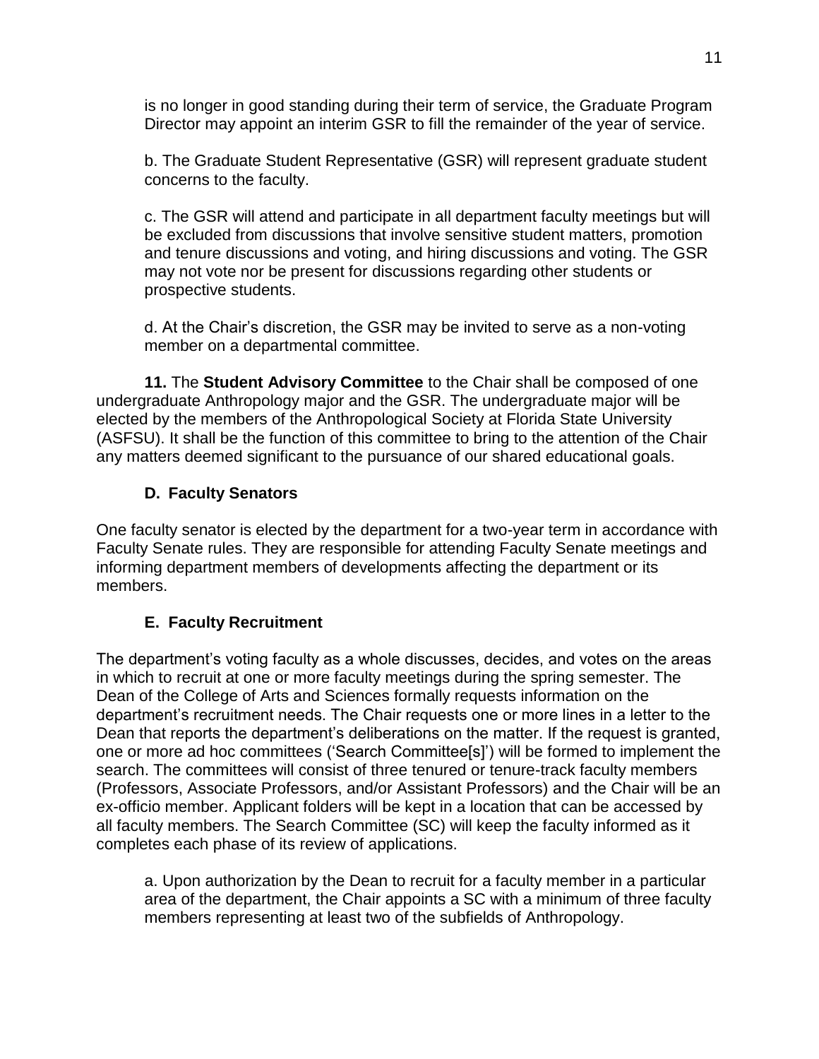is no longer in good standing during their term of service, the Graduate Program Director may appoint an interim GSR to fill the remainder of the year of service.

b. The Graduate Student Representative (GSR) will represent graduate student concerns to the faculty.

c. The GSR will attend and participate in all department faculty meetings but will be excluded from discussions that involve sensitive student matters, promotion and tenure discussions and voting, and hiring discussions and voting. The GSR may not vote nor be present for discussions regarding other students or prospective students.

d. At the Chair's discretion, the GSR may be invited to serve as a non-voting member on a departmental committee.

**11.** The **Student Advisory Committee** to the Chair shall be composed of one undergraduate Anthropology major and the GSR. The undergraduate major will be elected by the members of the Anthropological Society at Florida State University (ASFSU). It shall be the function of this committee to bring to the attention of the Chair any matters deemed significant to the pursuance of our shared educational goals.

### D. Faculty Senators

One faculty senator is elected by the department for a two-year term in accordance with Faculty Senate rules. They are responsible for attending Faculty Senate meetings and informing department members of developments affecting the department or its members.

### E. Faculty Recruitment

The department's voting faculty as a whole discusses, decides, and votes on the areas in which to recruit at one or more faculty meetings during the spring semester. The Dean of the College of Arts and Sciences formally requests information on the department's recruitment needs. The Chair requests one or more lines in a letter to the Dean that reports the department's deliberations on the matter. If the request is granted, one or more ad hoc committees ('Search Committee[s]') will be formed to implement the search. The committees will consist of three tenured or tenure-track faculty members (Professors, Associate Professors, and/or Assistant Professors) and the Chair will be an ex-officio member. Applicant folders will be kept in a location that can be accessed by all faculty members. The Search Committee (SC) will keep the faculty informed as it completes each phase of its review of applications.

a. Upon authorization by the Dean to recruit for a faculty member in a particular area of the department, the Chair appoints a SC with a minimum of three faculty members representing at least two of the subfields of Anthropology.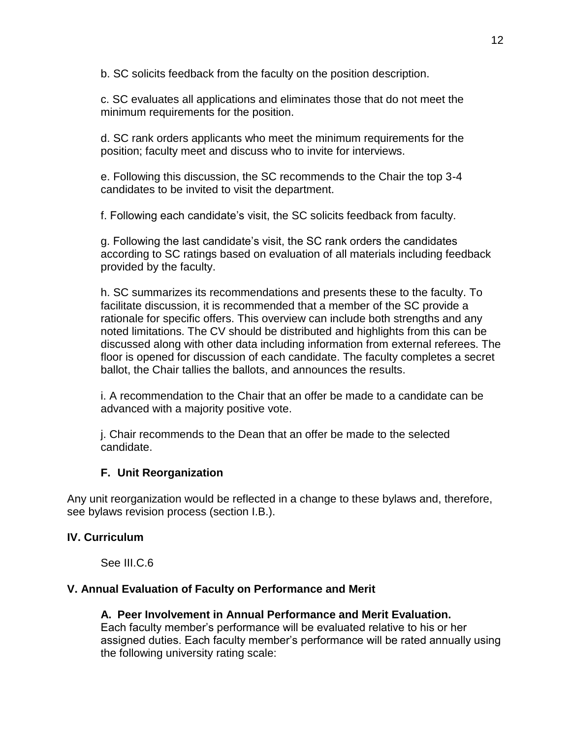b. SC solicits feedback from the faculty on the position description.

c. SC evaluates all applications and eliminates those that do not meet the minimum requirements for the position.

d. SC rank orders applicants who meet the minimum requirements for the position; faculty meet and discuss who to invite for interviews.

e. Following this discussion, the SC recommends to the Chair the top 3-4 candidates to be invited to visit the department.

f. Following each candidate's visit, the SC solicits feedback from faculty.

g. Following the last candidate's visit, the SC rank orders the candidates according to SC ratings based on evaluation of all materials including feedback provided by the faculty.

h. SC summarizes its recommendations and presents these to the faculty. To facilitate discussion, it is recommended that a member of the SC provide a rationale for specific offers. This overview can include both strengths and any noted limitations. The CV should be distributed and highlights from this can be discussed along with other data including information from external referees. The floor is opened for discussion of each candidate. The faculty completes a secret ballot, the Chair tallies the ballots, and announces the results.

i. A recommendation to the Chair that an offer be made to a candidate can be advanced with a majority positive vote.

j. Chair recommends to the Dean that an offer be made to the selected candidate.

### F. Unit Reorganization

Any unit reorganization would be reflected in a change to these bylaws and, therefore, see bylaws revision process (section I.B.).

## IV. Curriculum

See III.C.6

## V. Annual Evaluation of Faculty on Performance and Merit

### A. Peer Involvement in Annual Performance and Merit Evaluation.

Each faculty member's performance will be evaluated relative to his or her assigned duties. Each faculty member's performance will be rated annually using the following university rating scale: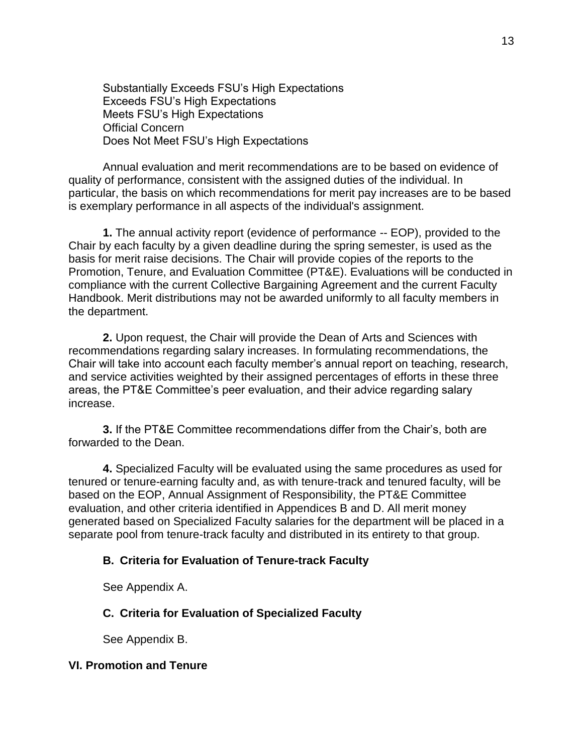Substantially Exceeds FSU's High Expectations
Exceeds FSU's High Expectations
Meets FSU's High Expectations
Official Concern
Does Not Meet FSU's High Expectations

Annual evaluation and merit recommendations are to be based on evidence of quality of performance, consistent with the assigned duties of the individual. In particular, the basis on which recommendations for merit pay increases are to be based is exemplary performance in all aspects of the individual's assignment.

**1.** The annual activity report (evidence of performance -- EOP), provided to the Chair by each faculty by a given deadline during the spring semester, is used as the basis for merit raise decisions. The Chair will provide copies of the reports to the Promotion, Tenure, and Evaluation Committee (PT&E). Evaluations will be conducted in compliance with the current Collective Bargaining Agreement and the current Faculty Handbook. Merit distributions may not be awarded uniformly to all faculty members in the department.

**2.** Upon request, the Chair will provide the Dean of Arts and Sciences with recommendations regarding salary increases. In formulating recommendations, the Chair will take into account each faculty member's annual report on teaching, research, and service activities weighted by their assigned percentages of efforts in these three areas, the PT&E Committee's peer evaluation, and their advice regarding salary increase.

**3.** If the PT&E Committee recommendations differ from the Chair's, both are forwarded to the Dean.

**4.** Specialized Faculty will be evaluated using the same procedures as used for tenured or tenure-earning faculty and, as with tenure-track and tenured faculty, will be based on the EOP, Annual Assignment of Responsibility, the PT&E Committee evaluation, and other criteria identified in Appendices B and D. All merit money generated based on Specialized Faculty salaries for the department will be placed in a separate pool from tenure-track faculty and distributed in its entirety to that group.

### B. Criteria for Evaluation of Tenure-track Faculty

See Appendix A.

### C. Criteria for Evaluation of Specialized Faculty

See Appendix B.

## VI. Promotion and Tenure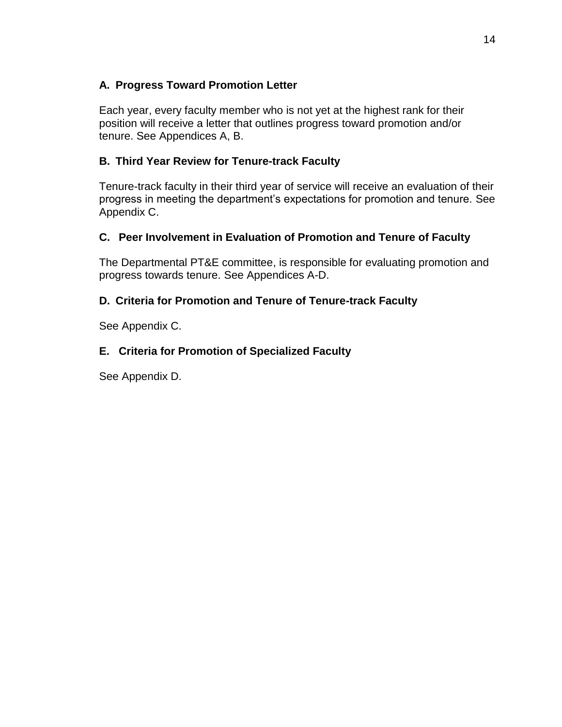### A. Progress Toward Promotion Letter

Each year, every faculty member who is not yet at the highest rank for their position will receive a letter that outlines progress toward promotion and/or tenure. See Appendices A, B.

### B. Third Year Review for Tenure-track Faculty

Tenure-track faculty in their third year of service will receive an evaluation of their progress in meeting the department's expectations for promotion and tenure. See Appendix C.

### C. Peer Involvement in Evaluation of Promotion and Tenure of Faculty

The Departmental PT&E committee, is responsible for evaluating promotion and progress towards tenure. See Appendices A-D.

### D. Criteria for Promotion and Tenure of Tenure-track Faculty

See Appendix C.

### E. Criteria for Promotion of Specialized Faculty

See Appendix D.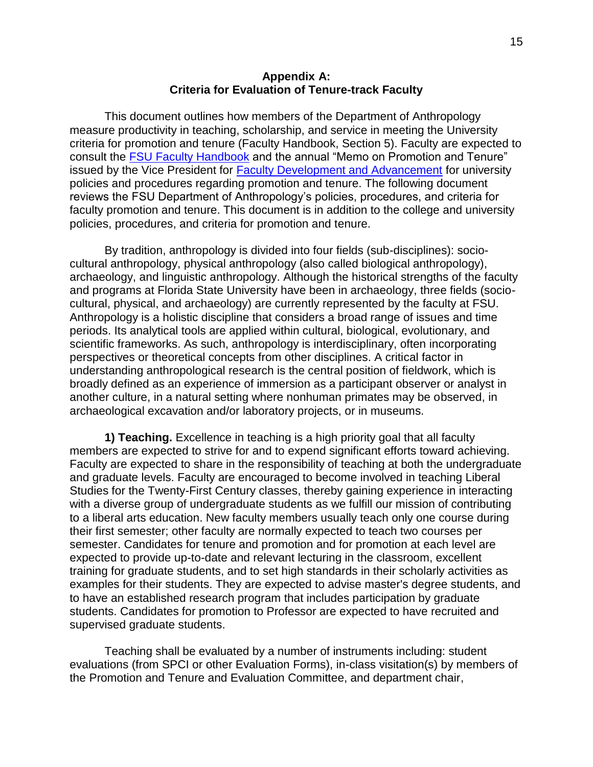## Appendix A:
## Criteria for Evaluation of Tenure-track Faculty

This document outlines how members of the Department of Anthropology measure productivity in teaching, scholarship, and service in meeting the University criteria for promotion and tenure (Faculty Handbook, Section 5). Faculty are expected to consult the FSU Faculty Handbook and the annual "Memo on Promotion and Tenure" issued by the Vice President for Faculty Development and Advancement for university policies and procedures regarding promotion and tenure. The following document reviews the FSU Department of Anthropology's policies, procedures, and criteria for faculty promotion and tenure. This document is in addition to the college and university policies, procedures, and criteria for promotion and tenure.

By tradition, anthropology is divided into four fields (sub-disciplines): socio-cultural anthropology, physical anthropology (also called biological anthropology), archaeology, and linguistic anthropology. Although the historical strengths of the faculty and programs at Florida State University have been in archaeology, three fields (socio-cultural, physical, and archaeology) are currently represented by the faculty at FSU. Anthropology is a holistic discipline that considers a broad range of issues and time periods. Its analytical tools are applied within cultural, biological, evolutionary, and scientific frameworks. As such, anthropology is interdisciplinary, often incorporating perspectives or theoretical concepts from other disciplines. A critical factor in understanding anthropological research is the central position of fieldwork, which is broadly defined as an experience of immersion as a participant observer or analyst in another culture, in a natural setting where nonhuman primates may be observed, in archaeological excavation and/or laboratory projects, or in museums.

**1) Teaching.** Excellence in teaching is a high priority goal that all faculty members are expected to strive for and to expend significant efforts toward achieving. Faculty are expected to share in the responsibility of teaching at both the undergraduate and graduate levels. Faculty are encouraged to become involved in teaching Liberal Studies for the Twenty-First Century classes, thereby gaining experience in interacting with a diverse group of undergraduate students as we fulfill our mission of contributing to a liberal arts education. New faculty members usually teach only one course during their first semester; other faculty are normally expected to teach two courses per semester. Candidates for tenure and promotion and for promotion at each level are expected to provide up-to-date and relevant lecturing in the classroom, excellent training for graduate students, and to set high standards in their scholarly activities as examples for their students. They are expected to advise master's degree students, and to have an established research program that includes participation by graduate students. Candidates for promotion to Professor are expected to have recruited and supervised graduate students.

Teaching shall be evaluated by a number of instruments including: student evaluations (from SPCI or other Evaluation Forms), in-class visitation(s) by members of the Promotion and Tenure and Evaluation Committee, and department chair,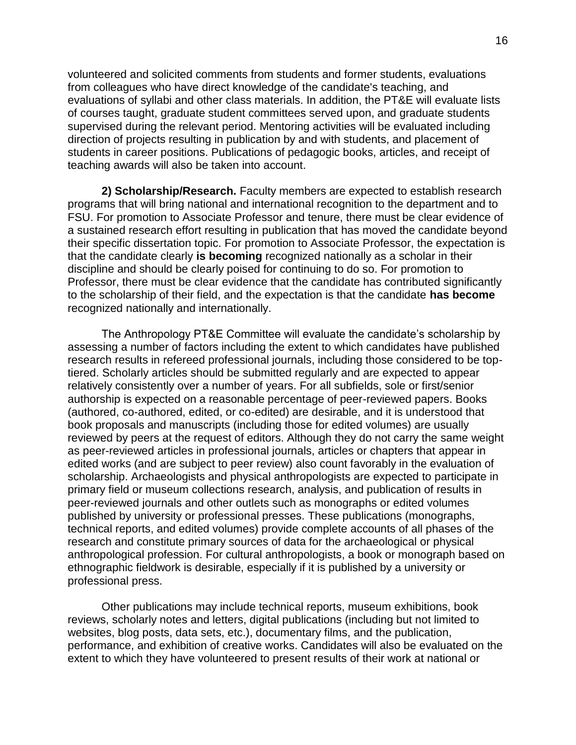volunteered and solicited comments from students and former students, evaluations from colleagues who have direct knowledge of the candidate's teaching, and evaluations of syllabi and other class materials. In addition, the PT&E will evaluate lists of courses taught, graduate student committees served upon, and graduate students supervised during the relevant period. Mentoring activities will be evaluated including direction of projects resulting in publication by and with students, and placement of students in career positions. Publications of pedagogic books, articles, and receipt of teaching awards will also be taken into account.

**2) Scholarship/Research.** Faculty members are expected to establish research programs that will bring national and international recognition to the department and to FSU. For promotion to Associate Professor and tenure, there must be clear evidence of a sustained research effort resulting in publication that has moved the candidate beyond their specific dissertation topic. For promotion to Associate Professor, the expectation is that the candidate clearly **is becoming** recognized nationally as a scholar in their discipline and should be clearly poised for continuing to do so. For promotion to Professor, there must be clear evidence that the candidate has contributed significantly to the scholarship of their field, and the expectation is that the candidate **has become** recognized nationally and internationally.

The Anthropology PT&E Committee will evaluate the candidate's scholarship by assessing a number of factors including the extent to which candidates have published research results in refereed professional journals, including those considered to be top-tiered. Scholarly articles should be submitted regularly and are expected to appear relatively consistently over a number of years. For all subfields, sole or first/senior authorship is expected on a reasonable percentage of peer-reviewed papers. Books (authored, co-authored, edited, or co-edited) are desirable, and it is understood that book proposals and manuscripts (including those for edited volumes) are usually reviewed by peers at the request of editors. Although they do not carry the same weight as peer-reviewed articles in professional journals, articles or chapters that appear in edited works (and are subject to peer review) also count favorably in the evaluation of scholarship. Archaeologists and physical anthropologists are expected to participate in primary field or museum collections research, analysis, and publication of results in peer-reviewed journals and other outlets such as monographs or edited volumes published by university or professional presses. These publications (monographs, technical reports, and edited volumes) provide complete accounts of all phases of the research and constitute primary sources of data for the archaeological or physical anthropological profession. For cultural anthropologists, a book or monograph based on ethnographic fieldwork is desirable, especially if it is published by a university or professional press.

Other publications may include technical reports, museum exhibitions, book reviews, scholarly notes and letters, digital publications (including but not limited to websites, blog posts, data sets, etc.), documentary films, and the publication, performance, and exhibition of creative works. Candidates will also be evaluated on the extent to which they have volunteered to present results of their work at national or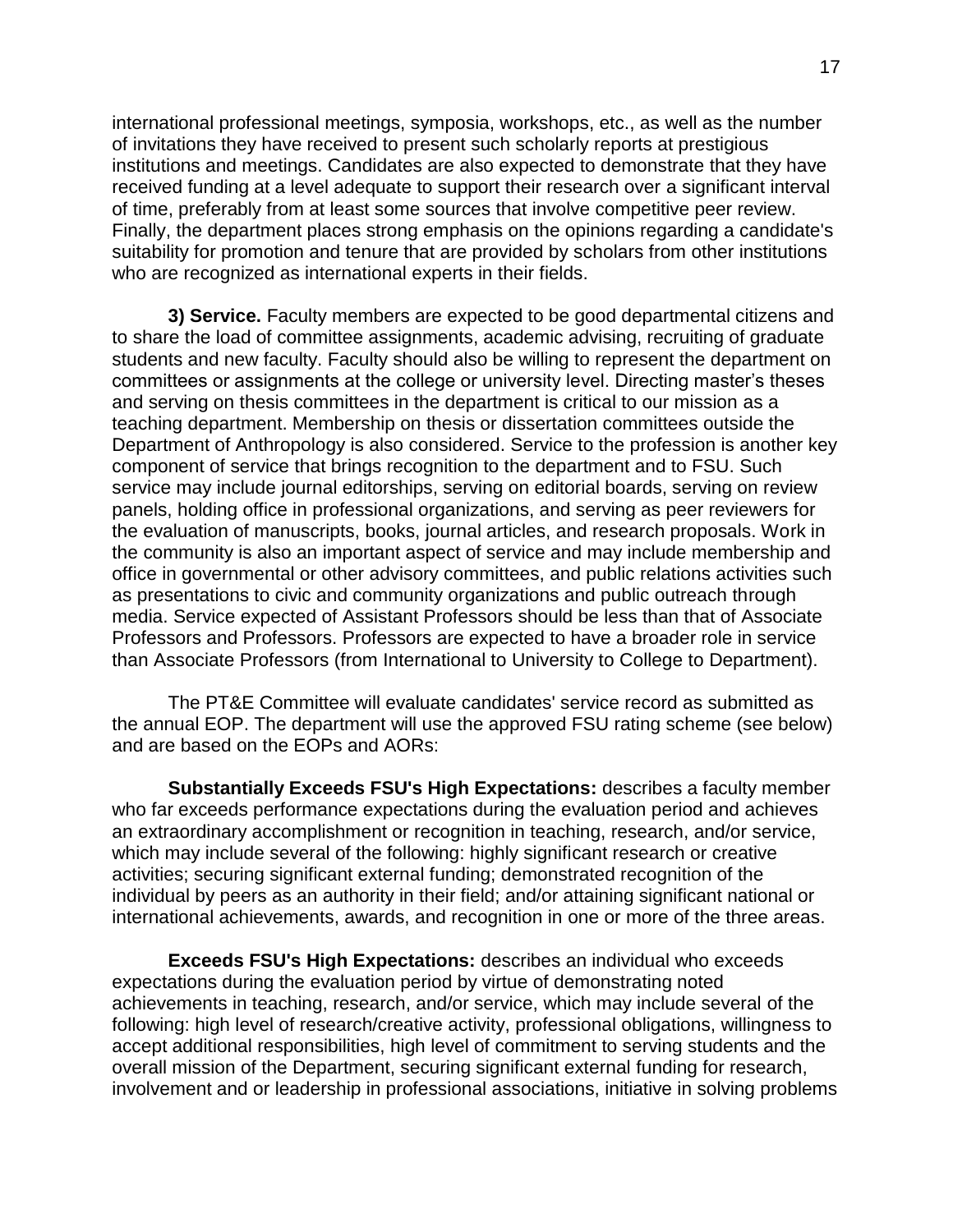international professional meetings, symposia, workshops, etc., as well as the number of invitations they have received to present such scholarly reports at prestigious institutions and meetings. Candidates are also expected to demonstrate that they have received funding at a level adequate to support their research over a significant interval of time, preferably from at least some sources that involve competitive peer review. Finally, the department places strong emphasis on the opinions regarding a candidate's suitability for promotion and tenure that are provided by scholars from other institutions who are recognized as international experts in their fields.

**3) Service.** Faculty members are expected to be good departmental citizens and to share the load of committee assignments, academic advising, recruiting of graduate students and new faculty. Faculty should also be willing to represent the department on committees or assignments at the college or university level. Directing master's theses and serving on thesis committees in the department is critical to our mission as a teaching department. Membership on thesis or dissertation committees outside the Department of Anthropology is also considered. Service to the profession is another key component of service that brings recognition to the department and to FSU. Such service may include journal editorships, serving on editorial boards, serving on review panels, holding office in professional organizations, and serving as peer reviewers for the evaluation of manuscripts, books, journal articles, and research proposals. Work in the community is also an important aspect of service and may include membership and office in governmental or other advisory committees, and public relations activities such as presentations to civic and community organizations and public outreach through media. Service expected of Assistant Professors should be less than that of Associate Professors and Professors. Professors are expected to have a broader role in service than Associate Professors (from International to University to College to Department).

The PT&E Committee will evaluate candidates' service record as submitted as the annual EOP. The department will use the approved FSU rating scheme (see below) and are based on the EOPs and AORs:

**Substantially Exceeds FSU's High Expectations:** describes a faculty member who far exceeds performance expectations during the evaluation period and achieves an extraordinary accomplishment or recognition in teaching, research, and/or service, which may include several of the following: highly significant research or creative activities; securing significant external funding; demonstrated recognition of the individual by peers as an authority in their field; and/or attaining significant national or international achievements, awards, and recognition in one or more of the three areas.

**Exceeds FSU's High Expectations:** describes an individual who exceeds expectations during the evaluation period by virtue of demonstrating noted achievements in teaching, research, and/or service, which may include several of the following: high level of research/creative activity, professional obligations, willingness to accept additional responsibilities, high level of commitment to serving students and the overall mission of the Department, securing significant external funding for research, involvement and or leadership in professional associations, initiative in solving problems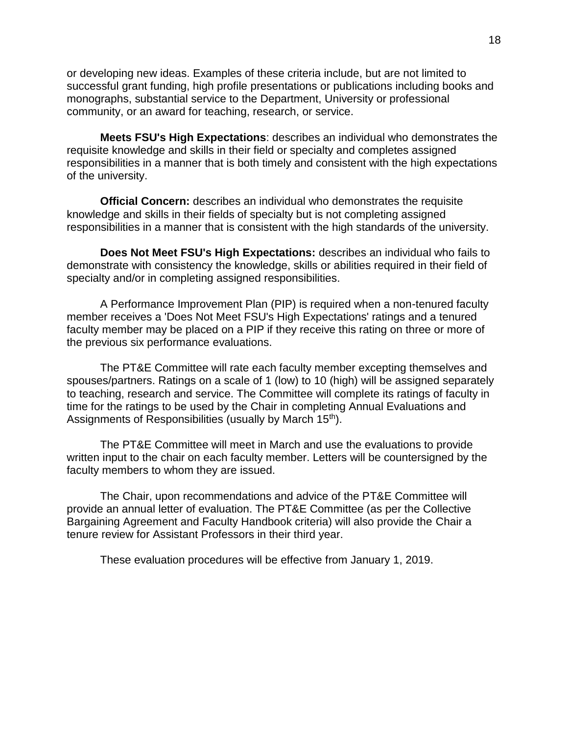or developing new ideas. Examples of these criteria include, but are not limited to successful grant funding, high profile presentations or publications including books and monographs, substantial service to the Department, University or professional community, or an award for teaching, research, or service.

**Meets FSU's High Expectations**: describes an individual who demonstrates the requisite knowledge and skills in their field or specialty and completes assigned responsibilities in a manner that is both timely and consistent with the high expectations of the university.

**Official Concern:** describes an individual who demonstrates the requisite knowledge and skills in their fields of specialty but is not completing assigned responsibilities in a manner that is consistent with the high standards of the university.

**Does Not Meet FSU's High Expectations:** describes an individual who fails to demonstrate with consistency the knowledge, skills or abilities required in their field of specialty and/or in completing assigned responsibilities.

A Performance Improvement Plan (PIP) is required when a non-tenured faculty member receives a 'Does Not Meet FSU's High Expectations' ratings and a tenured faculty member may be placed on a PIP if they receive this rating on three or more of the previous six performance evaluations.

The PT&E Committee will rate each faculty member excepting themselves and spouses/partners. Ratings on a scale of 1 (low) to 10 (high) will be assigned separately to teaching, research and service. The Committee will complete its ratings of faculty in time for the ratings to be used by the Chair in completing Annual Evaluations and Assignments of Responsibilities (usually by March 15th).

The PT&E Committee will meet in March and use the evaluations to provide written input to the chair on each faculty member. Letters will be countersigned by the faculty members to whom they are issued.

The Chair, upon recommendations and advice of the PT&E Committee will provide an annual letter of evaluation. The PT&E Committee (as per the Collective Bargaining Agreement and Faculty Handbook criteria) will also provide the Chair a tenure review for Assistant Professors in their third year.

These evaluation procedures will be effective from January 1, 2019.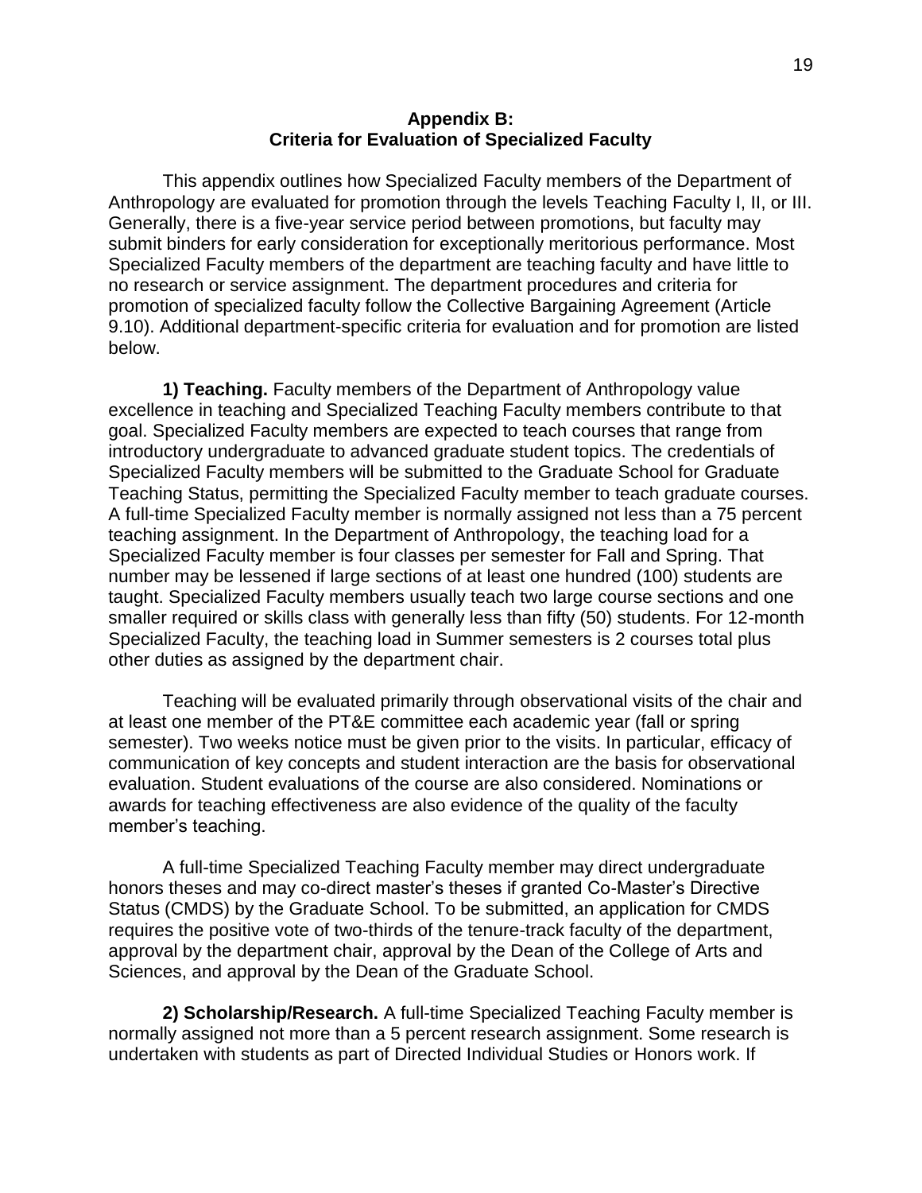## Appendix B:
## Criteria for Evaluation of Specialized Faculty

This appendix outlines how Specialized Faculty members of the Department of Anthropology are evaluated for promotion through the levels Teaching Faculty I, II, or III. Generally, there is a five-year service period between promotions, but faculty may submit binders for early consideration for exceptionally meritorious performance. Most Specialized Faculty members of the department are teaching faculty and have little to no research or service assignment. The department procedures and criteria for promotion of specialized faculty follow the Collective Bargaining Agreement (Article 9.10). Additional department-specific criteria for evaluation and for promotion are listed below.

**1) Teaching.** Faculty members of the Department of Anthropology value excellence in teaching and Specialized Teaching Faculty members contribute to that goal. Specialized Faculty members are expected to teach courses that range from introductory undergraduate to advanced graduate student topics. The credentials of Specialized Faculty members will be submitted to the Graduate School for Graduate Teaching Status, permitting the Specialized Faculty member to teach graduate courses. A full-time Specialized Faculty member is normally assigned not less than a 75 percent teaching assignment. In the Department of Anthropology, the teaching load for a Specialized Faculty member is four classes per semester for Fall and Spring. That number may be lessened if large sections of at least one hundred (100) students are taught. Specialized Faculty members usually teach two large course sections and one smaller required or skills class with generally less than fifty (50) students. For 12-month Specialized Faculty, the teaching load in Summer semesters is 2 courses total plus other duties as assigned by the department chair.

Teaching will be evaluated primarily through observational visits of the chair and at least one member of the PT&E committee each academic year (fall or spring semester). Two weeks notice must be given prior to the visits. In particular, efficacy of communication of key concepts and student interaction are the basis for observational evaluation. Student evaluations of the course are also considered. Nominations or awards for teaching effectiveness are also evidence of the quality of the faculty member's teaching.

A full-time Specialized Teaching Faculty member may direct undergraduate honors theses and may co-direct master's theses if granted Co-Master's Directive Status (CMDS) by the Graduate School. To be submitted, an application for CMDS requires the positive vote of two-thirds of the tenure-track faculty of the department, approval by the department chair, approval by the Dean of the College of Arts and Sciences, and approval by the Dean of the Graduate School.

**2) Scholarship/Research.** A full-time Specialized Teaching Faculty member is normally assigned not more than a 5 percent research assignment. Some research is undertaken with students as part of Directed Individual Studies or Honors work. If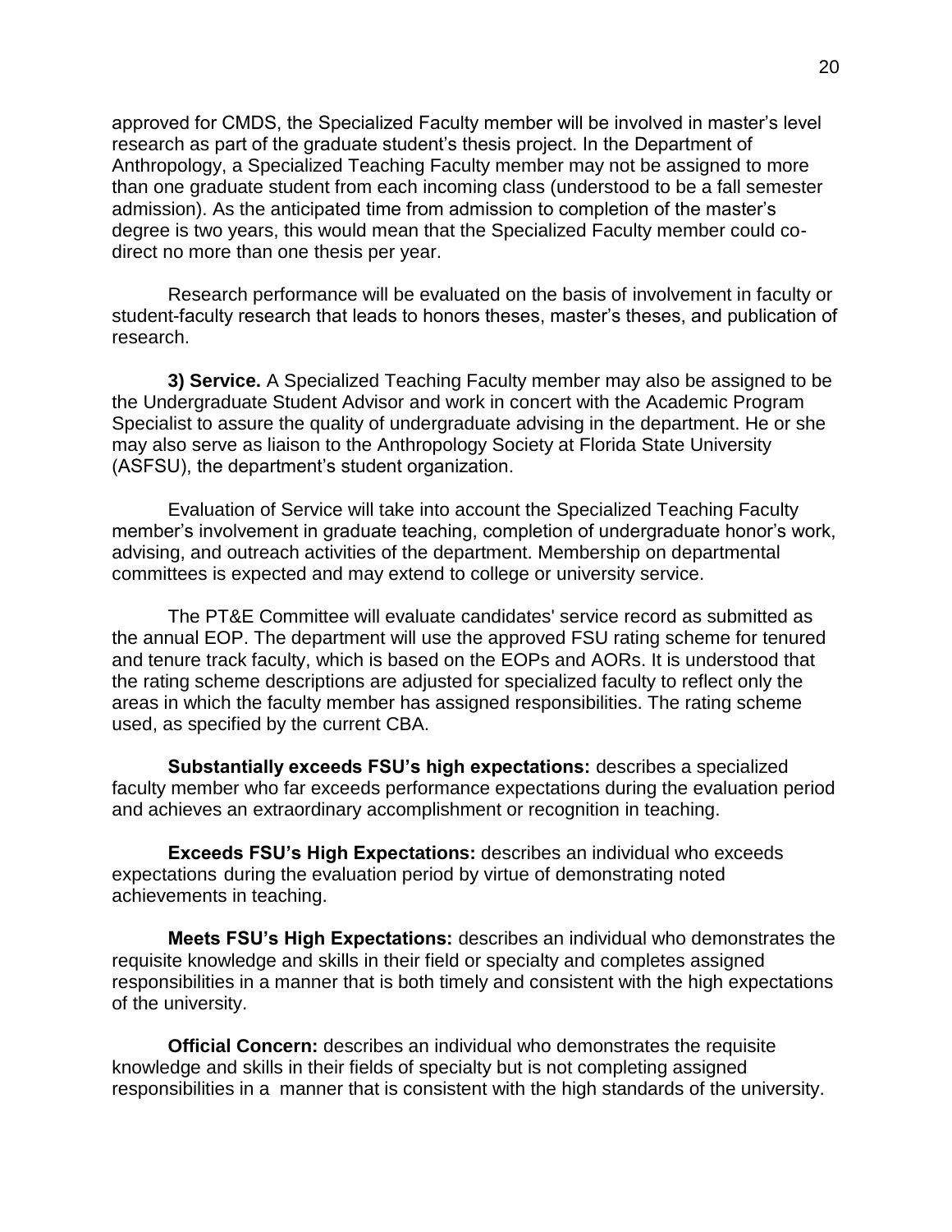approved for CMDS, the Specialized Faculty member will be involved in master's level research as part of the graduate student's thesis project. In the Department of Anthropology, a Specialized Teaching Faculty member may not be assigned to more than one graduate student from each incoming class (understood to be a fall semester admission). As the anticipated time from admission to completion of the master's degree is two years, this would mean that the Specialized Faculty member could co-direct no more than one thesis per year.

Research performance will be evaluated on the basis of involvement in faculty or student-faculty research that leads to honors theses, master's theses, and publication of research.

**3) Service.** A Specialized Teaching Faculty member may also be assigned to be the Undergraduate Student Advisor and work in concert with the Academic Program Specialist to assure the quality of undergraduate advising in the department. He or she may also serve as liaison to the Anthropology Society at Florida State University (ASFSU), the department's student organization.

Evaluation of Service will take into account the Specialized Teaching Faculty member's involvement in graduate teaching, completion of undergraduate honor's work, advising, and outreach activities of the department. Membership on departmental committees is expected and may extend to college or university service.

The PT&E Committee will evaluate candidates' service record as submitted as the annual EOP. The department will use the approved FSU rating scheme for tenured and tenure track faculty, which is based on the EOPs and AORs. It is understood that the rating scheme descriptions are adjusted for specialized faculty to reflect only the areas in which the faculty member has assigned responsibilities. The rating scheme used, as specified by the current CBA.

**Substantially exceeds FSU's high expectations:** describes a specialized faculty member who far exceeds performance expectations during the evaluation period and achieves an extraordinary accomplishment or recognition in teaching.

**Exceeds FSU's High Expectations:** describes an individual who exceeds expectations during the evaluation period by virtue of demonstrating noted achievements in teaching.

**Meets FSU's High Expectations:** describes an individual who demonstrates the requisite knowledge and skills in their field or specialty and completes assigned responsibilities in a manner that is both timely and consistent with the high expectations of the university.

**Official Concern:** describes an individual who demonstrates the requisite knowledge and skills in their fields of specialty but is not completing assigned responsibilities in a manner that is consistent with the high standards of the university.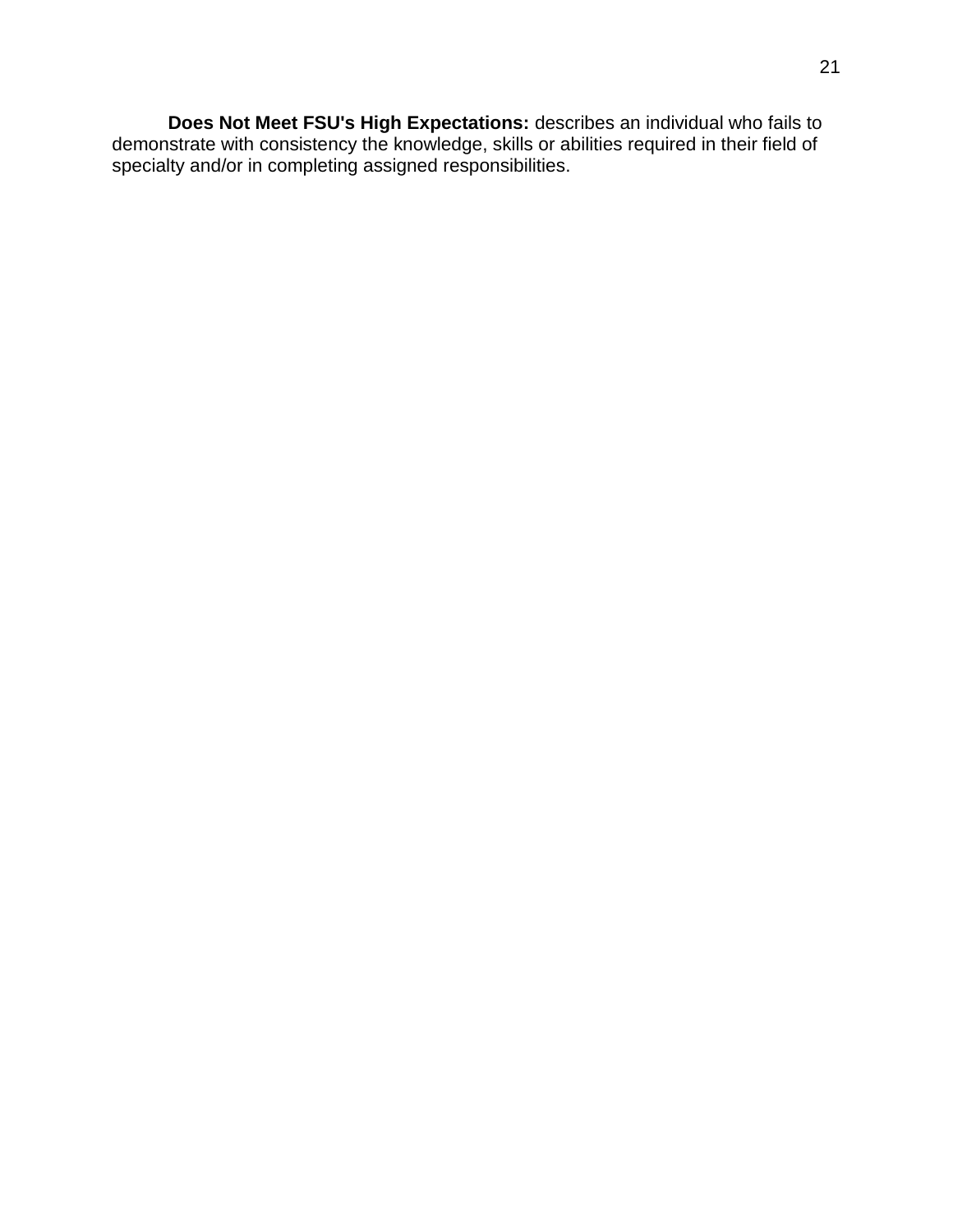**Does Not Meet FSU's High Expectations:** describes an individual who fails to demonstrate with consistency the knowledge, skills or abilities required in their field of specialty and/or in completing assigned responsibilities.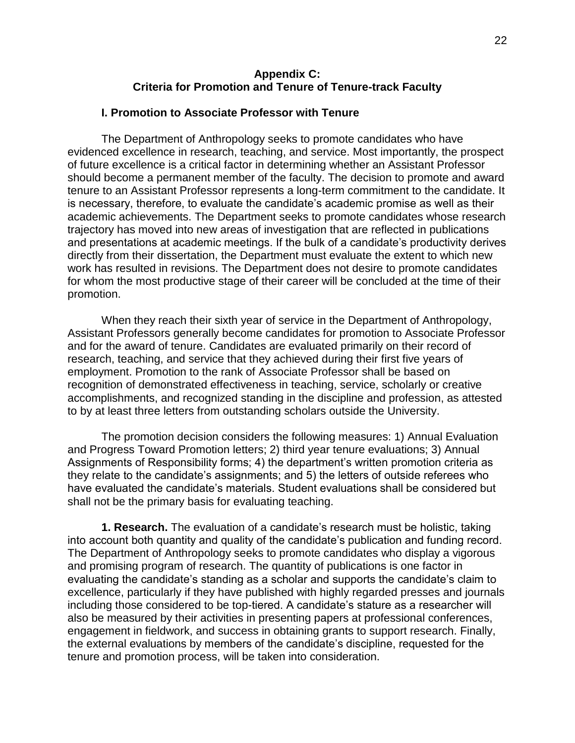## Appendix C:
## Criteria for Promotion and Tenure of Tenure-track Faculty

### I. Promotion to Associate Professor with Tenure

The Department of Anthropology seeks to promote candidates who have evidenced excellence in research, teaching, and service. Most importantly, the prospect of future excellence is a critical factor in determining whether an Assistant Professor should become a permanent member of the faculty. The decision to promote and award tenure to an Assistant Professor represents a long-term commitment to the candidate. It is necessary, therefore, to evaluate the candidate's academic promise as well as their academic achievements. The Department seeks to promote candidates whose research trajectory has moved into new areas of investigation that are reflected in publications and presentations at academic meetings. If the bulk of a candidate's productivity derives directly from their dissertation, the Department must evaluate the extent to which new work has resulted in revisions. The Department does not desire to promote candidates for whom the most productive stage of their career will be concluded at the time of their promotion.

When they reach their sixth year of service in the Department of Anthropology, Assistant Professors generally become candidates for promotion to Associate Professor and for the award of tenure. Candidates are evaluated primarily on their record of research, teaching, and service that they achieved during their first five years of employment. Promotion to the rank of Associate Professor shall be based on recognition of demonstrated effectiveness in teaching, service, scholarly or creative accomplishments, and recognized standing in the discipline and profession, as attested to by at least three letters from outstanding scholars outside the University.

The promotion decision considers the following measures: 1) Annual Evaluation and Progress Toward Promotion letters; 2) third year tenure evaluations; 3) Annual Assignments of Responsibility forms; 4) the department's written promotion criteria as they relate to the candidate's assignments; and 5) the letters of outside referees who have evaluated the candidate's materials. Student evaluations shall be considered but shall not be the primary basis for evaluating teaching.

**1. Research.** The evaluation of a candidate's research must be holistic, taking into account both quantity and quality of the candidate's publication and funding record. The Department of Anthropology seeks to promote candidates who display a vigorous and promising program of research. The quantity of publications is one factor in evaluating the candidate's standing as a scholar and supports the candidate's claim to excellence, particularly if they have published with highly regarded presses and journals including those considered to be top-tiered. A candidate's stature as a researcher will also be measured by their activities in presenting papers at professional conferences, engagement in fieldwork, and success in obtaining grants to support research. Finally, the external evaluations by members of the candidate's discipline, requested for the tenure and promotion process, will be taken into consideration.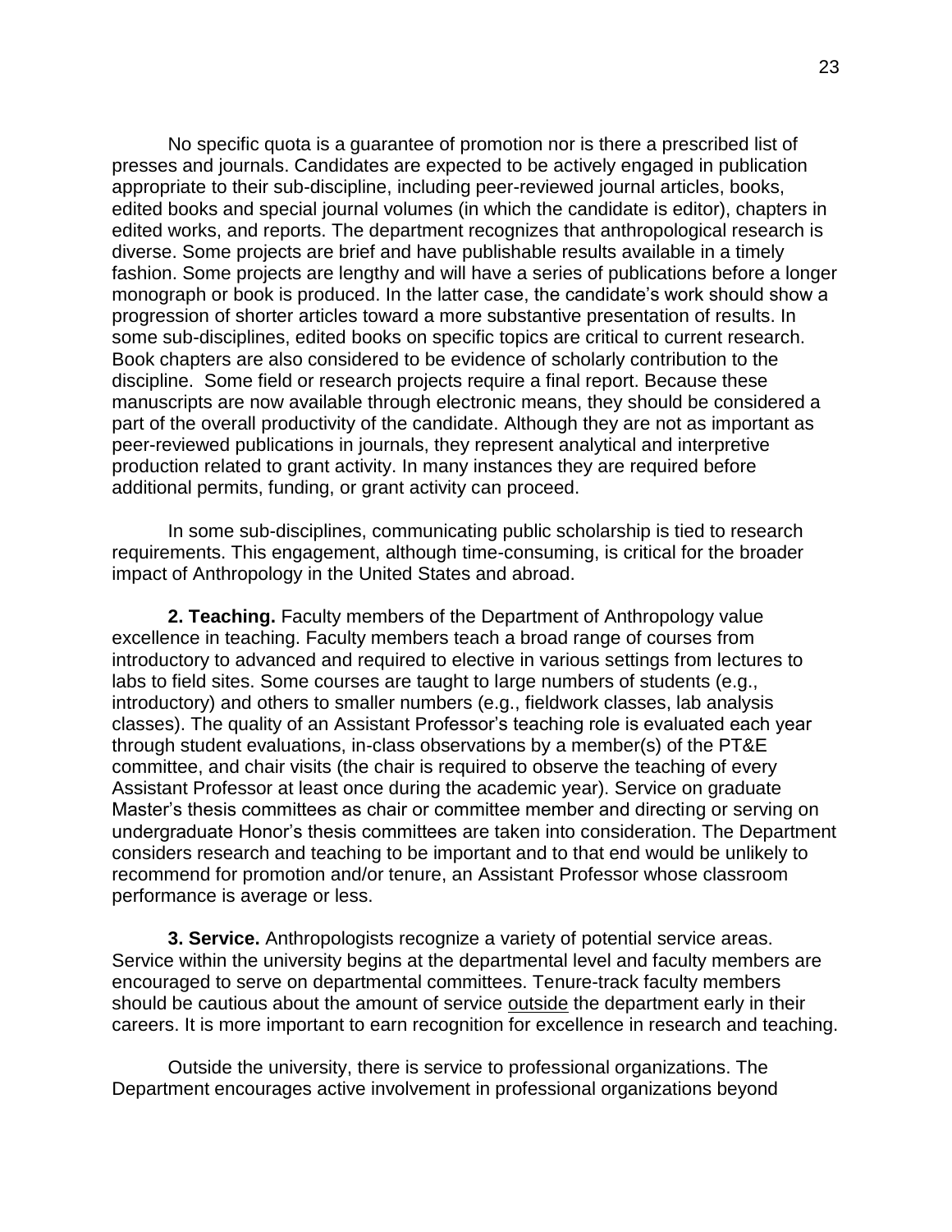No specific quota is a guarantee of promotion nor is there a prescribed list of presses and journals. Candidates are expected to be actively engaged in publication appropriate to their sub-discipline, including peer-reviewed journal articles, books, edited books and special journal volumes (in which the candidate is editor), chapters in edited works, and reports. The department recognizes that anthropological research is diverse. Some projects are brief and have publishable results available in a timely fashion. Some projects are lengthy and will have a series of publications before a longer monograph or book is produced. In the latter case, the candidate's work should show a progression of shorter articles toward a more substantive presentation of results. In some sub-disciplines, edited books on specific topics are critical to current research. Book chapters are also considered to be evidence of scholarly contribution to the discipline. Some field or research projects require a final report. Because these manuscripts are now available through electronic means, they should be considered a part of the overall productivity of the candidate. Although they are not as important as peer-reviewed publications in journals, they represent analytical and interpretive production related to grant activity. In many instances they are required before additional permits, funding, or grant activity can proceed.

In some sub-disciplines, communicating public scholarship is tied to research requirements. This engagement, although time-consuming, is critical for the broader impact of Anthropology in the United States and abroad.

**2. Teaching.** Faculty members of the Department of Anthropology value excellence in teaching. Faculty members teach a broad range of courses from introductory to advanced and required to elective in various settings from lectures to labs to field sites. Some courses are taught to large numbers of students (e.g., introductory) and others to smaller numbers (e.g., fieldwork classes, lab analysis classes). The quality of an Assistant Professor's teaching role is evaluated each year through student evaluations, in-class observations by a member(s) of the PT&E committee, and chair visits (the chair is required to observe the teaching of every Assistant Professor at least once during the academic year). Service on graduate Master's thesis committees as chair or committee member and directing or serving on undergraduate Honor's thesis committees are taken into consideration. The Department considers research and teaching to be important and to that end would be unlikely to recommend for promotion and/or tenure, an Assistant Professor whose classroom performance is average or less.

**3. Service.** Anthropologists recognize a variety of potential service areas. Service within the university begins at the departmental level and faculty members are encouraged to serve on departmental committees. Tenure-track faculty members should be cautious about the amount of service <u>outside</u> the department early in their careers. It is more important to earn recognition for excellence in research and teaching.

Outside the university, there is service to professional organizations. The Department encourages active involvement in professional organizations beyond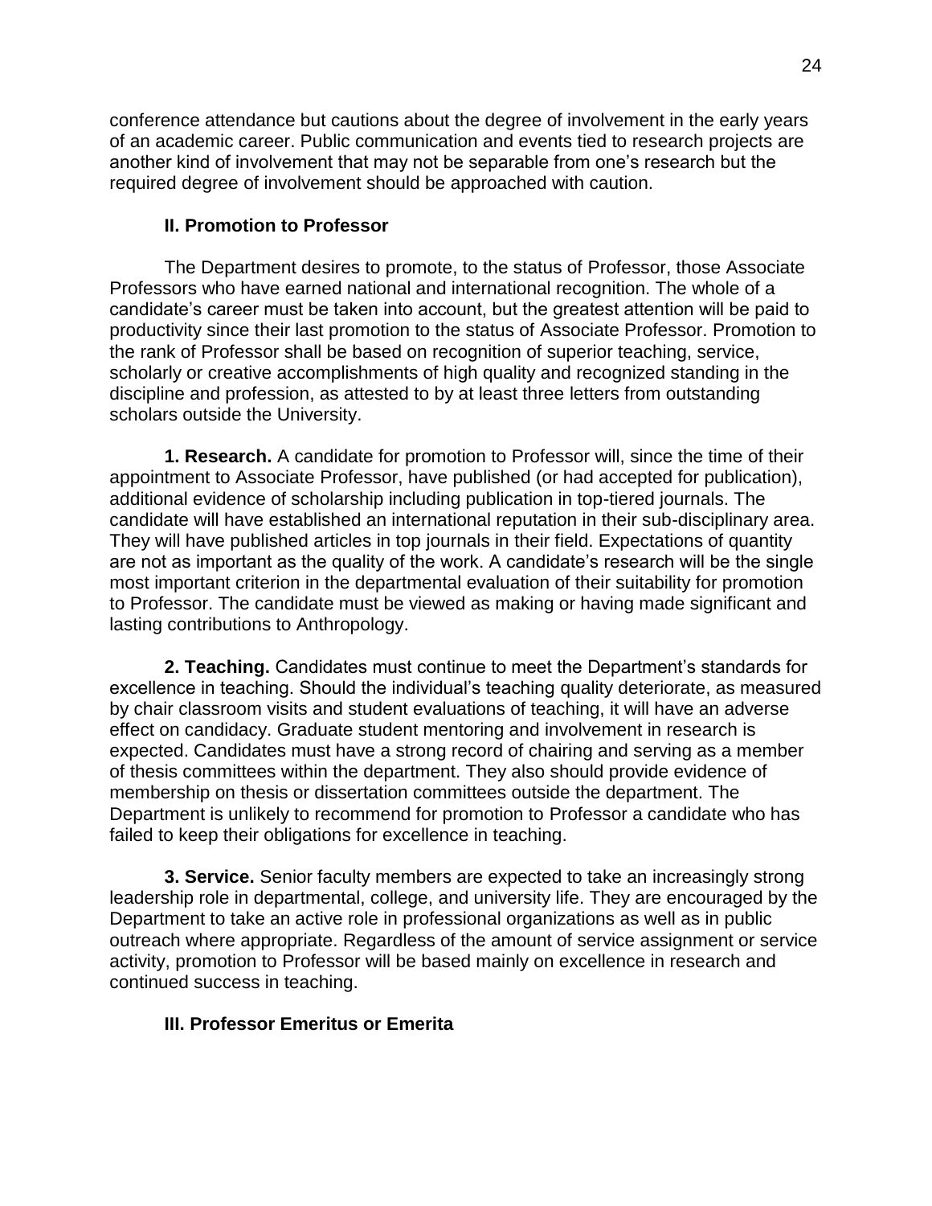conference attendance but cautions about the degree of involvement in the early years of an academic career. Public communication and events tied to research projects are another kind of involvement that may not be separable from one's research but the required degree of involvement should be approached with caution.

## II. Promotion to Professor

The Department desires to promote, to the status of Professor, those Associate Professors who have earned national and international recognition. The whole of a candidate's career must be taken into account, but the greatest attention will be paid to productivity since their last promotion to the status of Associate Professor. Promotion to the rank of Professor shall be based on recognition of superior teaching, service, scholarly or creative accomplishments of high quality and recognized standing in the discipline and profession, as attested to by at least three letters from outstanding scholars outside the University.

**1. Research.** A candidate for promotion to Professor will, since the time of their appointment to Associate Professor, have published (or had accepted for publication), additional evidence of scholarship including publication in top-tiered journals. The candidate will have established an international reputation in their sub-disciplinary area. They will have published articles in top journals in their field. Expectations of quantity are not as important as the quality of the work. A candidate's research will be the single most important criterion in the departmental evaluation of their suitability for promotion to Professor. The candidate must be viewed as making or having made significant and lasting contributions to Anthropology.

**2. Teaching.** Candidates must continue to meet the Department's standards for excellence in teaching. Should the individual's teaching quality deteriorate, as measured by chair classroom visits and student evaluations of teaching, it will have an adverse effect on candidacy. Graduate student mentoring and involvement in research is expected. Candidates must have a strong record of chairing and serving as a member of thesis committees within the department. They also should provide evidence of membership on thesis or dissertation committees outside the department. The Department is unlikely to recommend for promotion to Professor a candidate who has failed to keep their obligations for excellence in teaching.

**3. Service.** Senior faculty members are expected to take an increasingly strong leadership role in departmental, college, and university life. They are encouraged by the Department to take an active role in professional organizations as well as in public outreach where appropriate. Regardless of the amount of service assignment or service activity, promotion to Professor will be based mainly on excellence in research and continued success in teaching.

## III. Professor Emeritus or Emerita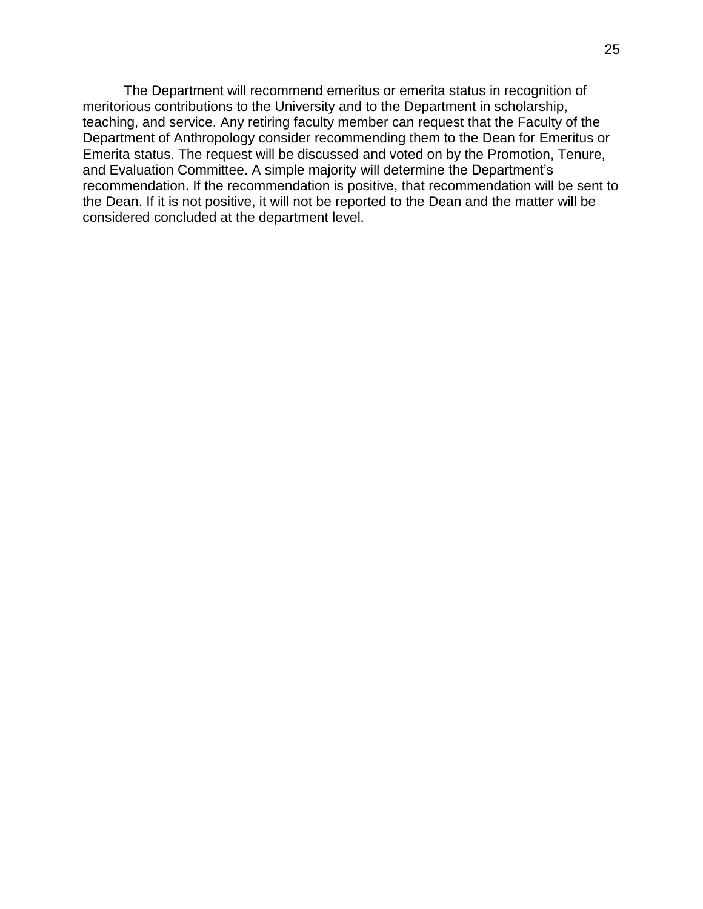The Department will recommend emeritus or emerita status in recognition of meritorious contributions to the University and to the Department in scholarship, teaching, and service. Any retiring faculty member can request that the Faculty of the Department of Anthropology consider recommending them to the Dean for Emeritus or Emerita status. The request will be discussed and voted on by the Promotion, Tenure, and Evaluation Committee. A simple majority will determine the Department's recommendation. If the recommendation is positive, that recommendation will be sent to the Dean. If it is not positive, it will not be reported to the Dean and the matter will be considered concluded at the department level.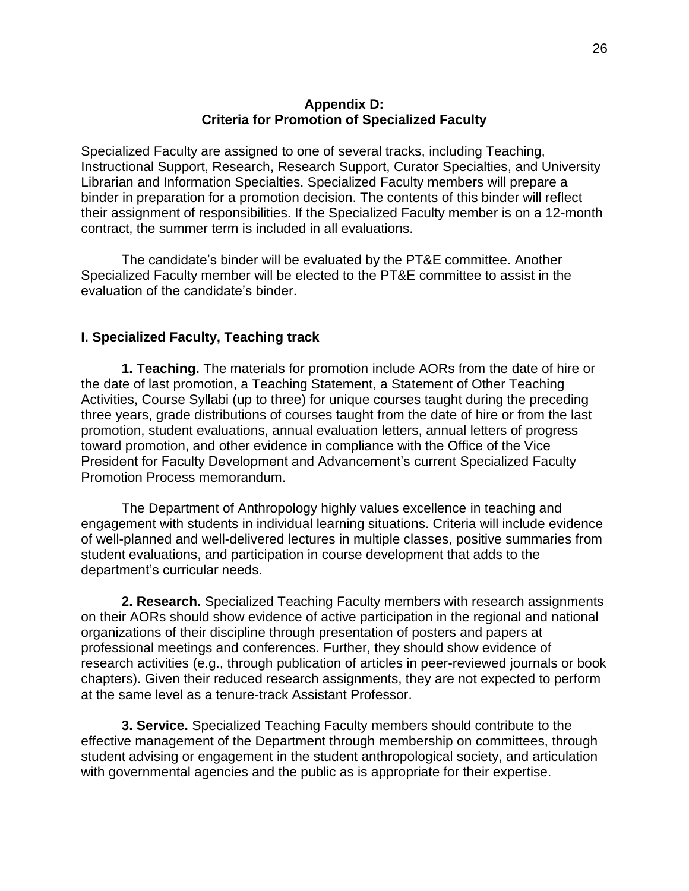## Appendix D:
## Criteria for Promotion of Specialized Faculty

Specialized Faculty are assigned to one of several tracks, including Teaching, Instructional Support, Research, Research Support, Curator Specialties, and University Librarian and Information Specialties. Specialized Faculty members will prepare a binder in preparation for a promotion decision. The contents of this binder will reflect their assignment of responsibilities. If the Specialized Faculty member is on a 12-month contract, the summer term is included in all evaluations.

The candidate's binder will be evaluated by the PT&E committee. Another Specialized Faculty member will be elected to the PT&E committee to assist in the evaluation of the candidate's binder.

### I. Specialized Faculty, Teaching track

**1. Teaching.** The materials for promotion include AORs from the date of hire or the date of last promotion, a Teaching Statement, a Statement of Other Teaching Activities, Course Syllabi (up to three) for unique courses taught during the preceding three years, grade distributions of courses taught from the date of hire or from the last promotion, student evaluations, annual evaluation letters, annual letters of progress toward promotion, and other evidence in compliance with the Office of the Vice President for Faculty Development and Advancement's current Specialized Faculty Promotion Process memorandum.

The Department of Anthropology highly values excellence in teaching and engagement with students in individual learning situations. Criteria will include evidence of well-planned and well-delivered lectures in multiple classes, positive summaries from student evaluations, and participation in course development that adds to the department's curricular needs.

**2. Research.** Specialized Teaching Faculty members with research assignments on their AORs should show evidence of active participation in the regional and national organizations of their discipline through presentation of posters and papers at professional meetings and conferences. Further, they should show evidence of research activities (e.g., through publication of articles in peer-reviewed journals or book chapters). Given their reduced research assignments, they are not expected to perform at the same level as a tenure-track Assistant Professor.

**3. Service.** Specialized Teaching Faculty members should contribute to the effective management of the Department through membership on committees, through student advising or engagement in the student anthropological society, and articulation with governmental agencies and the public as is appropriate for their expertise.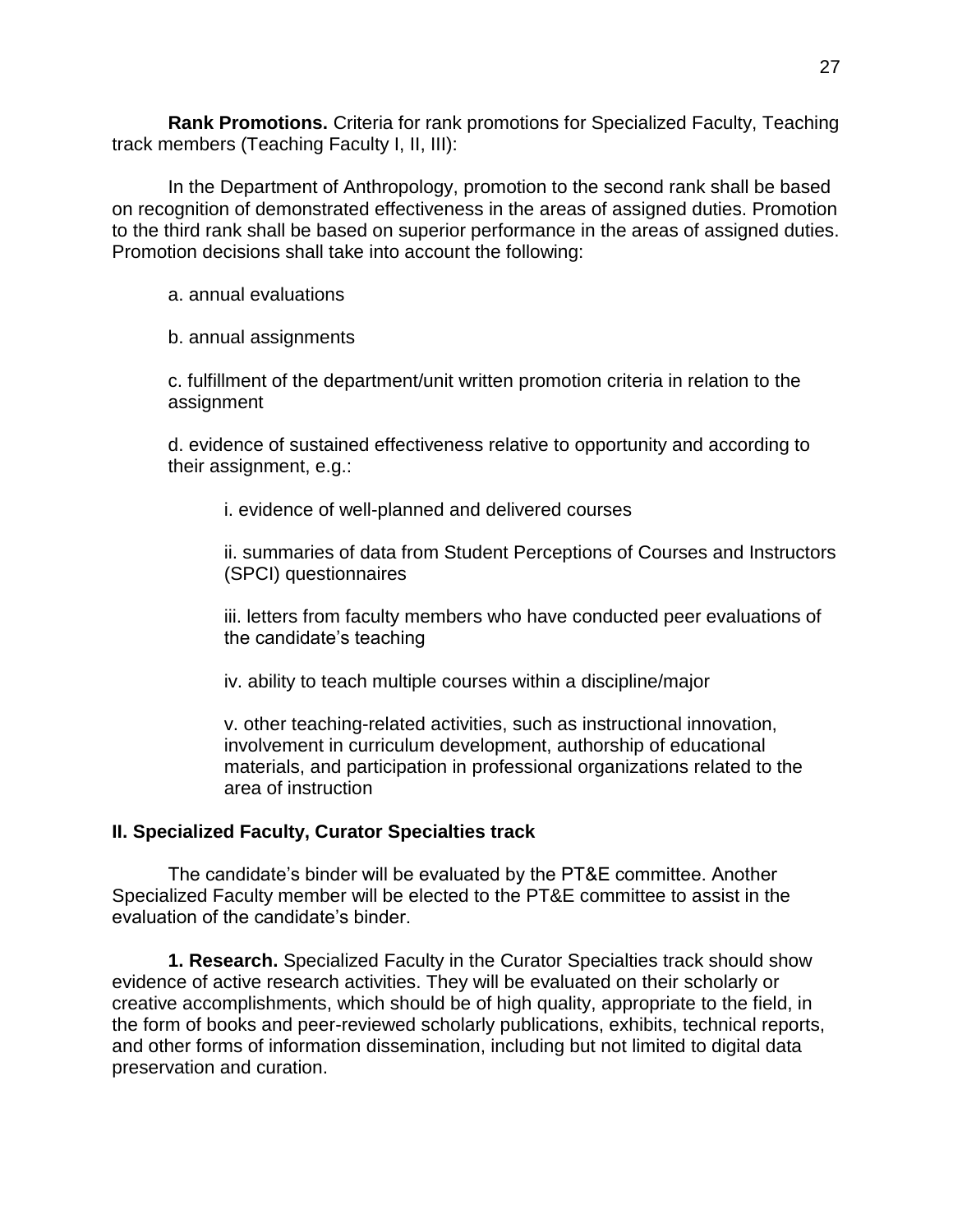**Rank Promotions.** Criteria for rank promotions for Specialized Faculty, Teaching track members (Teaching Faculty I, II, III):

In the Department of Anthropology, promotion to the second rank shall be based on recognition of demonstrated effectiveness in the areas of assigned duties. Promotion to the third rank shall be based on superior performance in the areas of assigned duties. Promotion decisions shall take into account the following:

a. annual evaluations

b. annual assignments

c. fulfillment of the department/unit written promotion criteria in relation to the assignment

d. evidence of sustained effectiveness relative to opportunity and according to their assignment, e.g.:

i. evidence of well-planned and delivered courses

ii. summaries of data from Student Perceptions of Courses and Instructors (SPCI) questionnaires

iii. letters from faculty members who have conducted peer evaluations of the candidate's teaching

iv. ability to teach multiple courses within a discipline/major

v. other teaching-related activities, such as instructional innovation, involvement in curriculum development, authorship of educational materials, and participation in professional organizations related to the area of instruction

## II. Specialized Faculty, Curator Specialties track

The candidate's binder will be evaluated by the PT&E committee. Another Specialized Faculty member will be elected to the PT&E committee to assist in the evaluation of the candidate's binder.

**1. Research.** Specialized Faculty in the Curator Specialties track should show evidence of active research activities. They will be evaluated on their scholarly or creative accomplishments, which should be of high quality, appropriate to the field, in the form of books and peer-reviewed scholarly publications, exhibits, technical reports, and other forms of information dissemination, including but not limited to digital data preservation and curation.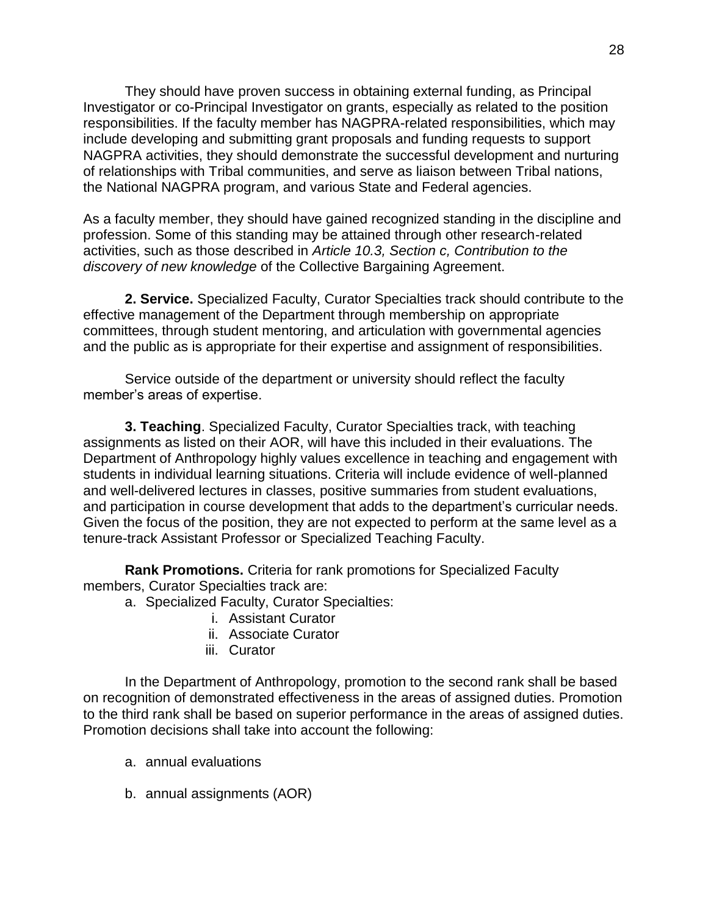They should have proven success in obtaining external funding, as Principal Investigator or co-Principal Investigator on grants, especially as related to the position responsibilities. If the faculty member has NAGPRA-related responsibilities, which may include developing and submitting grant proposals and funding requests to support NAGPRA activities, they should demonstrate the successful development and nurturing of relationships with Tribal communities, and serve as liaison between Tribal nations, the National NAGPRA program, and various State and Federal agencies.

As a faculty member, they should have gained recognized standing in the discipline and profession. Some of this standing may be attained through other research-related activities, such as those described in *Article 10.3, Section c, Contribution to the discovery of new knowledge* of the Collective Bargaining Agreement.

**2. Service.** Specialized Faculty, Curator Specialties track should contribute to the effective management of the Department through membership on appropriate committees, through student mentoring, and articulation with governmental agencies and the public as is appropriate for their expertise and assignment of responsibilities.

Service outside of the department or university should reflect the faculty member's areas of expertise.

**3. Teaching**. Specialized Faculty, Curator Specialties track, with teaching assignments as listed on their AOR, will have this included in their evaluations. The Department of Anthropology highly values excellence in teaching and engagement with students in individual learning situations. Criteria will include evidence of well-planned and well-delivered lectures in classes, positive summaries from student evaluations, and participation in course development that adds to the department's curricular needs. Given the focus of the position, they are not expected to perform at the same level as a tenure-track Assistant Professor or Specialized Teaching Faculty.

**Rank Promotions.** Criteria for rank promotions for Specialized Faculty members, Curator Specialties track are:

a. Specialized Faculty, Curator Specialties:
   - i. Assistant Curator
   - ii. Associate Curator
   - iii. Curator

In the Department of Anthropology, promotion to the second rank shall be based on recognition of demonstrated effectiveness in the areas of assigned duties. Promotion to the third rank shall be based on superior performance in the areas of assigned duties. Promotion decisions shall take into account the following:

a. annual evaluations

b. annual assignments (AOR)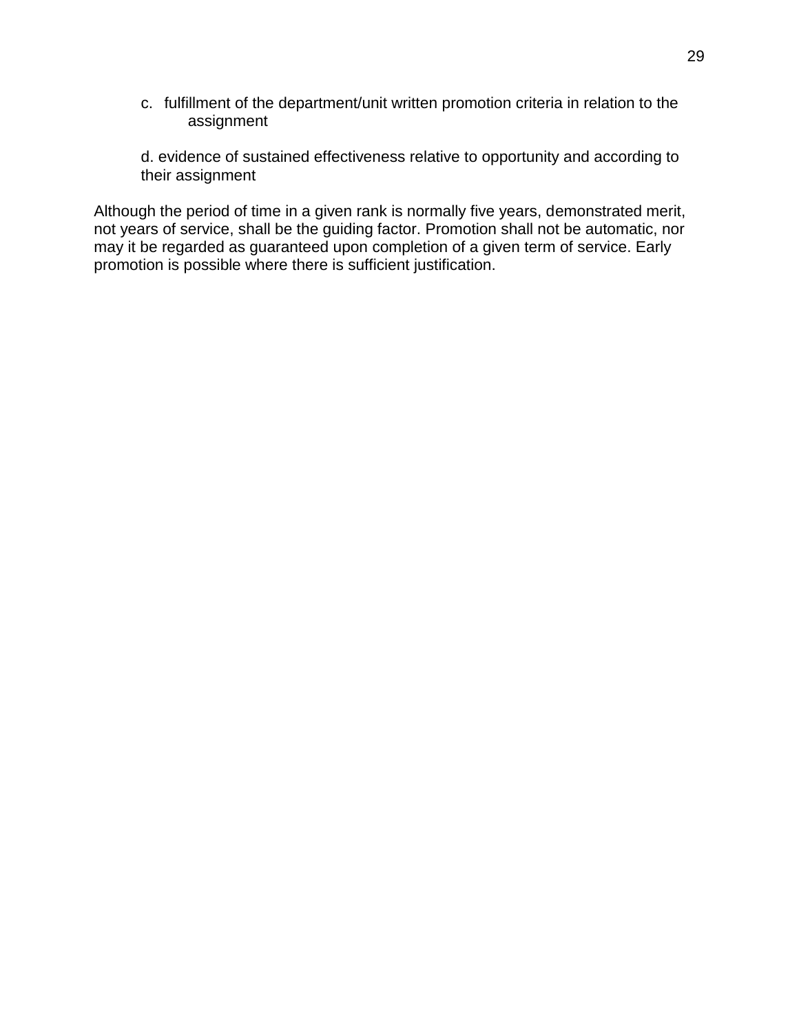c. fulfillment of the department/unit written promotion criteria in relation to the assignment

d. evidence of sustained effectiveness relative to opportunity and according to their assignment

Although the period of time in a given rank is normally five years, demonstrated merit, not years of service, shall be the guiding factor. Promotion shall not be automatic, nor may it be regarded as guaranteed upon completion of a given term of service. Early promotion is possible where there is sufficient justification.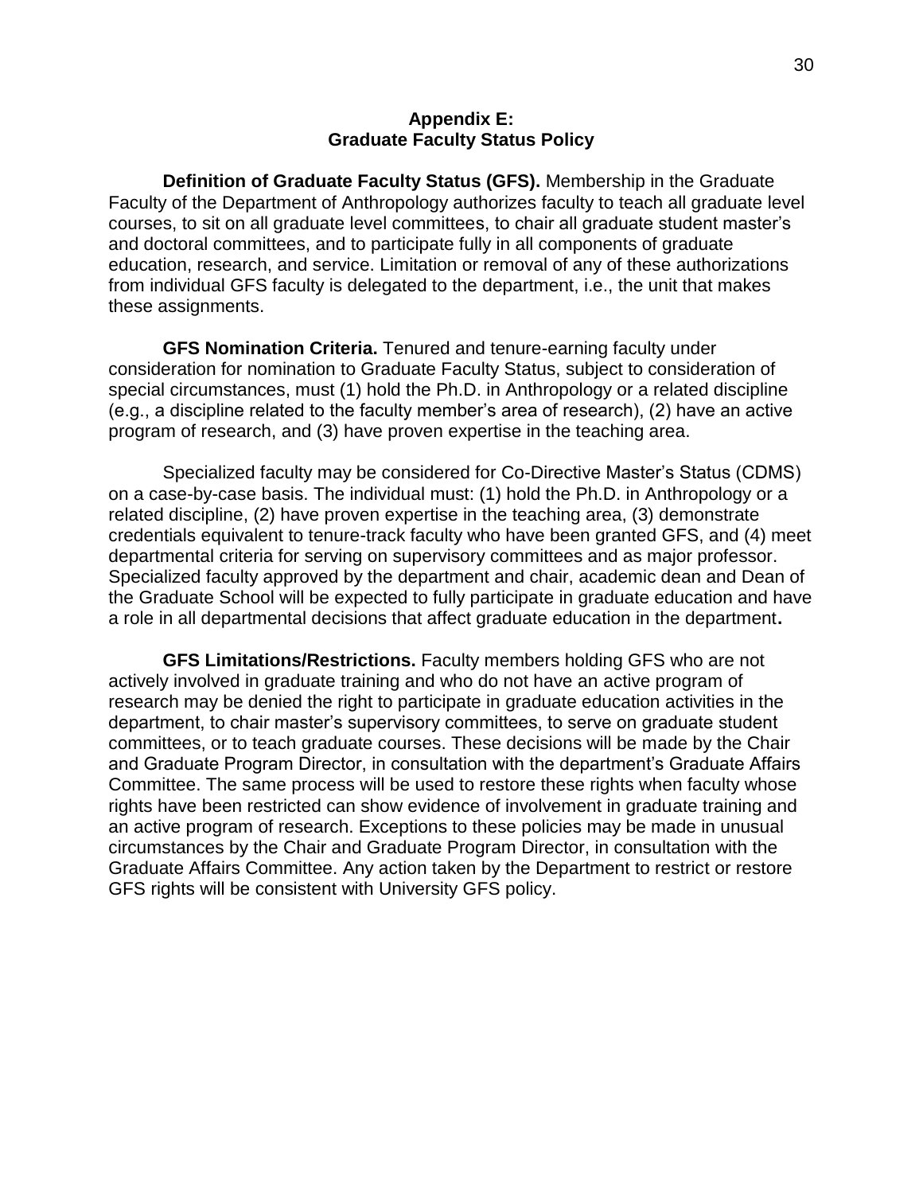## Appendix E: Graduate Faculty Status Policy

**Definition of Graduate Faculty Status (GFS).** Membership in the Graduate Faculty of the Department of Anthropology authorizes faculty to teach all graduate level courses, to sit on all graduate level committees, to chair all graduate student master's and doctoral committees, and to participate fully in all components of graduate education, research, and service. Limitation or removal of any of these authorizations from individual GFS faculty is delegated to the department, i.e., the unit that makes these assignments.

**GFS Nomination Criteria.** Tenured and tenure-earning faculty under consideration for nomination to Graduate Faculty Status, subject to consideration of special circumstances, must (1) hold the Ph.D. in Anthropology or a related discipline (e.g., a discipline related to the faculty member's area of research), (2) have an active program of research, and (3) have proven expertise in the teaching area.

Specialized faculty may be considered for Co-Directive Master's Status (CDMS) on a case-by-case basis. The individual must: (1) hold the Ph.D. in Anthropology or a related discipline, (2) have proven expertise in the teaching area, (3) demonstrate credentials equivalent to tenure-track faculty who have been granted GFS, and (4) meet departmental criteria for serving on supervisory committees and as major professor. Specialized faculty approved by the department and chair, academic dean and Dean of the Graduate School will be expected to fully participate in graduate education and have a role in all departmental decisions that affect graduate education in the department**.**

**GFS Limitations/Restrictions.** Faculty members holding GFS who are not actively involved in graduate training and who do not have an active program of research may be denied the right to participate in graduate education activities in the department, to chair master's supervisory committees, to serve on graduate student committees, or to teach graduate courses. These decisions will be made by the Chair and Graduate Program Director, in consultation with the department's Graduate Affairs Committee. The same process will be used to restore these rights when faculty whose rights have been restricted can show evidence of involvement in graduate training and an active program of research. Exceptions to these policies may be made in unusual circumstances by the Chair and Graduate Program Director, in consultation with the Graduate Affairs Committee. Any action taken by the Department to restrict or restore GFS rights will be consistent with University GFS policy.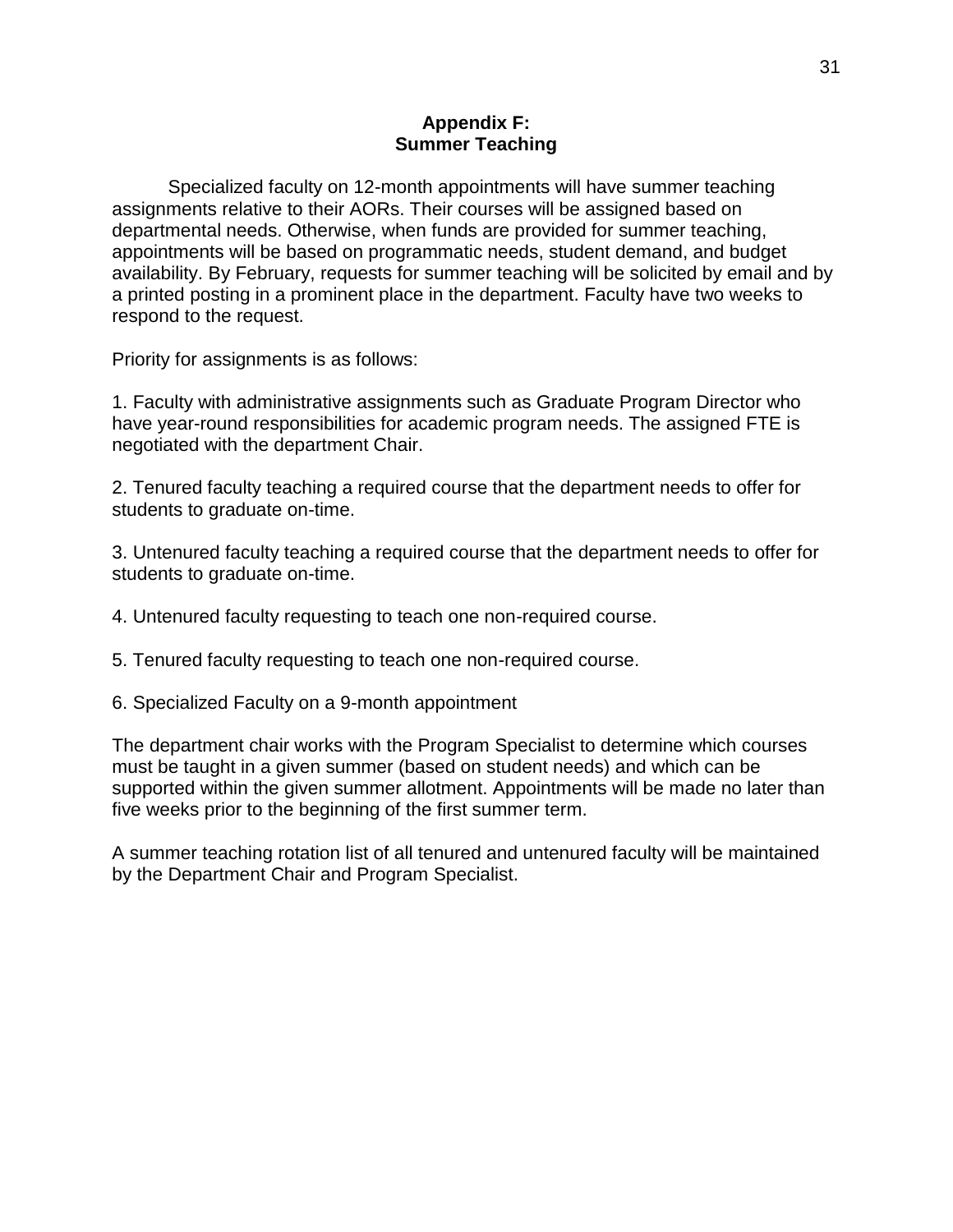# Appendix F: Summer Teaching

Specialized faculty on 12-month appointments will have summer teaching assignments relative to their AORs. Their courses will be assigned based on departmental needs. Otherwise, when funds are provided for summer teaching, appointments will be based on programmatic needs, student demand, and budget availability. By February, requests for summer teaching will be solicited by email and by a printed posting in a prominent place in the department. Faculty have two weeks to respond to the request.

Priority for assignments is as follows:

1. Faculty with administrative assignments such as Graduate Program Director who have year-round responsibilities for academic program needs. The assigned FTE is negotiated with the department Chair.

2. Tenured faculty teaching a required course that the department needs to offer for students to graduate on-time.

3. Untenured faculty teaching a required course that the department needs to offer for students to graduate on-time.

4. Untenured faculty requesting to teach one non-required course.

5. Tenured faculty requesting to teach one non-required course.

6. Specialized Faculty on a 9-month appointment

The department chair works with the Program Specialist to determine which courses must be taught in a given summer (based on student needs) and which can be supported within the given summer allotment. Appointments will be made no later than five weeks prior to the beginning of the first summer term.

A summer teaching rotation list of all tenured and untenured faculty will be maintained by the Department Chair and Program Specialist.